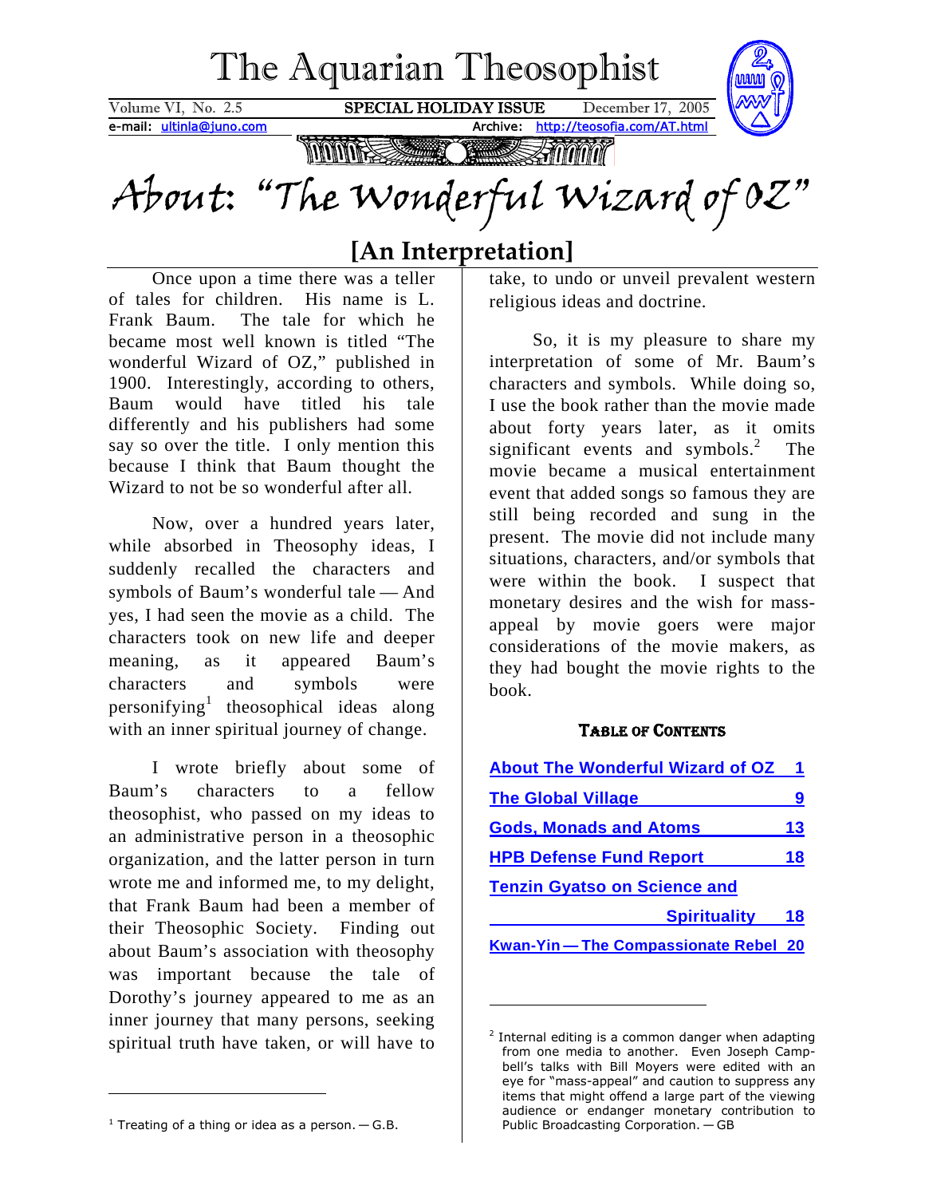# The Aquarian Theosophist

Volume VI, No. 2.5 **SPECIAL HOLIDAY ISSUE** December 17, 2005

e-mail: ultinla@juno.com Archive: http://teosofia.com/AT.html

# About: "The Wonderful Wizard of OZ"

## [An Interpretation]

Once upon a time there was a teller of tales for children. His name is L. Frank Baum. The tale for which he became most well known is titled "The wonderful Wizard of OZ," published in 1900. Interestingly, according to others, Baum would have titled his tale differently and his publishers had some say so over the title. I only mention this because I think that Baum thought the Wizard to not be so wonderful after all.

Now, over a hundred years later, while absorbed in Theosophy ideas, I suddenly recalled the characters and symbols of Baum's wonderful tale — And yes, I had seen the movie as a child. The characters took on new life and deeper meaning, as it appeared Baum's characters and symbols were personifying[1] theosophical ideas along with an inner spiritual journey of change.

I wrote briefly about some of Baum's characters to a fellow theosophist, who passed on my ideas to an administrative person in a theosophic organization, and the latter person in turn wrote me and informed me, to my delight, that Frank Baum had been a member of their Theosophic Society. Finding out about Baum's association with theosophy was important because the tale of Dorothy's journey appeared to me as an inner journey that many persons, seeking spiritual truth have taken, or will have to take, to undo or unveil prevalent western religious ideas and doctrine.

So, it is my pleasure to share my interpretation of some of Mr. Baum's characters and symbols. While doing so, I use the book rather than the movie made about forty years later, as it omits significant events and symbols.[2] The movie became a musical entertainment event that added songs so famous they are still being recorded and sung in the present. The movie did not include many situations, characters, and/or symbols that were within the book. I suspect that monetary desires and the wish for mass-appeal by movie goers were major considerations of the movie makers, as they had bought the movie rights to the book.

**Table of Contents**

| | |
|---|---|
| About The Wonderful Wizard of OZ | 1 |
| The Global Village | 9 |
| Gods, Monads and Atoms | 13 |
| HPB Defense Fund Report | 18 |
| Tenzin Gyatso on Science and Spirituality | 18 |
| Kwan-Yin — The Compassionate Rebel | 20 |

---

[1] Treating of a thing or idea as a person. — G.B.

[2] Internal editing is a common danger when adapting from one media to another. Even Joseph Campbell's talks with Bill Moyers were edited with an eye for "mass-appeal" and caution to suppress any items that might offend a large part of the viewing audience or endanger monetary contribution to Public Broadcasting Corporation. — GB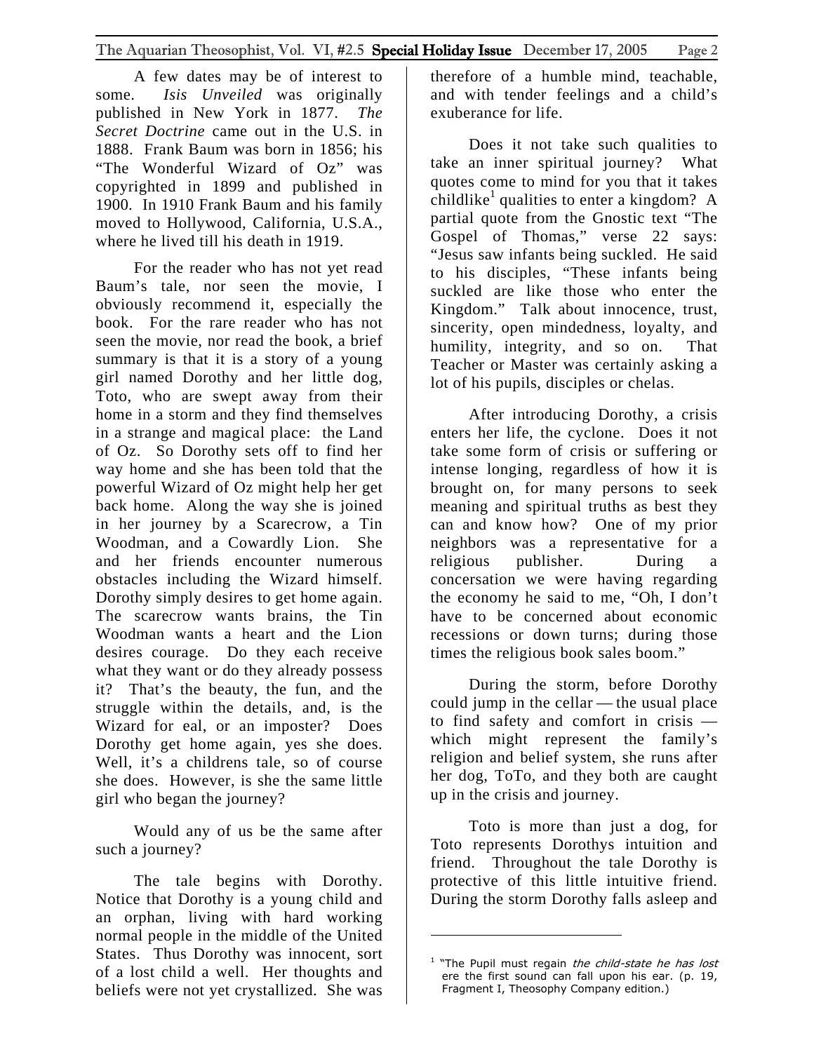A few dates may be of interest to some. *Isis Unveiled* was originally published in New York in 1877. *The Secret Doctrine* came out in the U.S. in 1888. Frank Baum was born in 1856; his "The Wonderful Wizard of Oz" was copyrighted in 1899 and published in 1900. In 1910 Frank Baum and his family moved to Hollywood, California, U.S.A., where he lived till his death in 1919.

For the reader who has not yet read Baum's tale, nor seen the movie, I obviously recommend it, especially the book. For the rare reader who has not seen the movie, nor read the book, a brief summary is that it is a story of a young girl named Dorothy and her little dog, Toto, who are swept away from their home in a storm and they find themselves in a strange and magical place: the Land of Oz. So Dorothy sets off to find her way home and she has been told that the powerful Wizard of Oz might help her get back home. Along the way she is joined in her journey by a Scarecrow, a Tin Woodman, and a Cowardly Lion. She and her friends encounter numerous obstacles including the Wizard himself. Dorothy simply desires to get home again. The scarecrow wants brains, the Tin Woodman wants a heart and the Lion desires courage. Do they each receive what they want or do they already possess it? That's the beauty, the fun, and the struggle within the details, and, is the Wizard for eal, or an imposter? Does Dorothy get home again, yes she does. Well, it's a childrens tale, so of course she does. However, is she the same little girl who began the journey?

Would any of us be the same after such a journey?

The tale begins with Dorothy. Notice that Dorothy is a young child and an orphan, living with hard working normal people in the middle of the United States. Thus Dorothy was innocent, sort of a lost child a well. Her thoughts and beliefs were not yet crystallized. She was therefore of a humble mind, teachable, and with tender feelings and a child's exuberance for life.

Does it not take such qualities to take an inner spiritual journey? What quotes come to mind for you that it takes childlike[1] qualities to enter a kingdom? A partial quote from the Gnostic text "The Gospel of Thomas," verse 22 says: "Jesus saw infants being suckled. He said to his disciples, "These infants being suckled are like those who enter the Kingdom." Talk about innocence, trust, sincerity, open mindedness, loyalty, and humility, integrity, and so on. That Teacher or Master was certainly asking a lot of his pupils, disciples or chelas.

After introducing Dorothy, a crisis enters her life, the cyclone. Does it not take some form of crisis or suffering or intense longing, regardless of how it is brought on, for many persons to seek meaning and spiritual truths as best they can and know how? One of my prior neighbors was a representative for a religious publisher. During a concersation we were having regarding the economy he said to me, "Oh, I don't have to be concerned about economic recessions or down turns; during those times the religious book sales boom."

During the storm, before Dorothy could jump in the cellar — the usual place to find safety and comfort in crisis — which might represent the family's religion and belief system, she runs after her dog, ToTo, and they both are caught up in the crisis and journey.

Toto is more than just a dog, for Toto represents Dorothys intuition and friend. Throughout the tale Dorothy is protective of this little intuitive friend. During the storm Dorothy falls asleep and

---

[1] "The Pupil must regain *the child-state he has lost* ere the first sound can fall upon his ear. (p. 19, Fragment I, Theosophy Company edition.)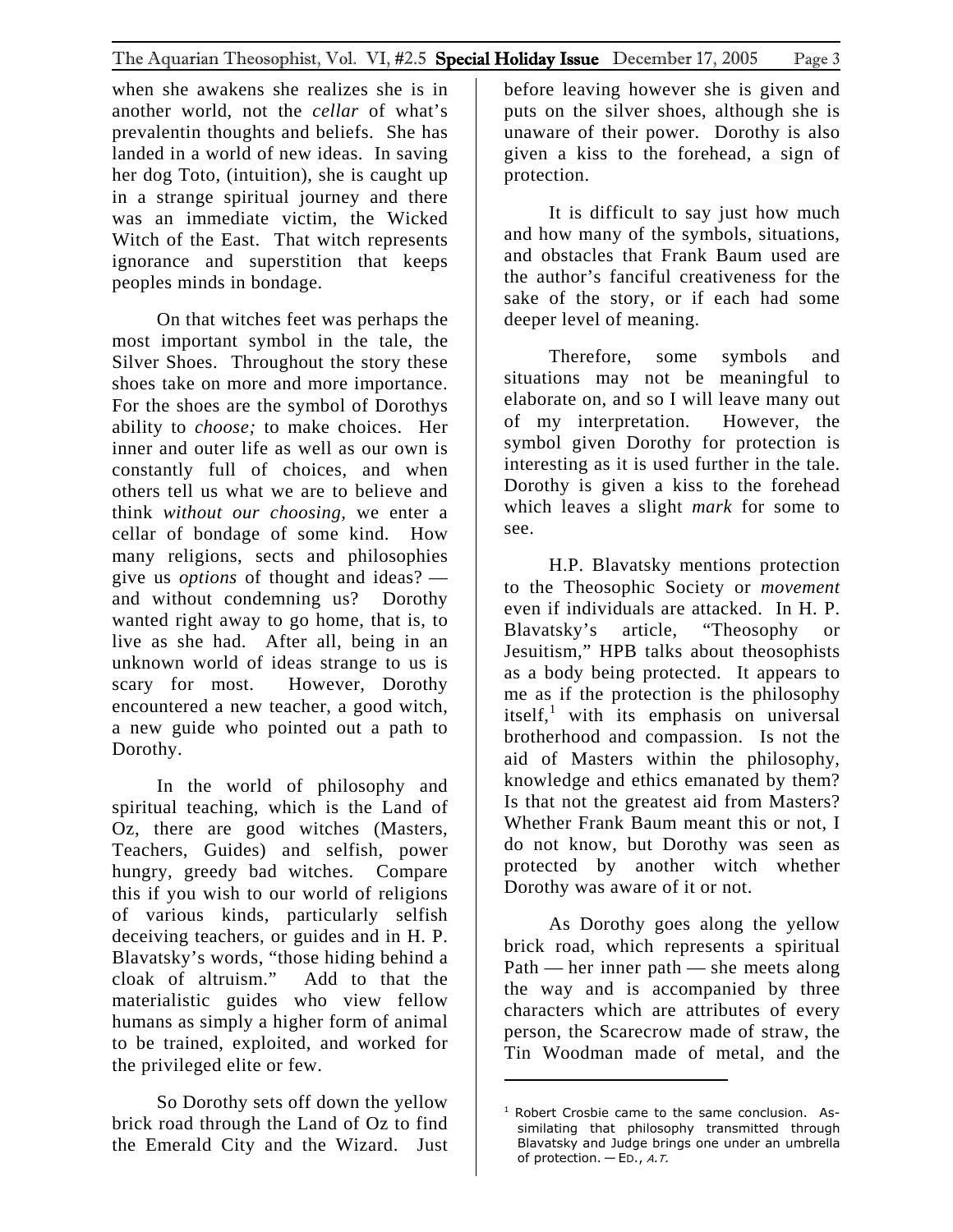when she awakens she realizes she is in another world, not the *cellar* of what's prevalentin thoughts and beliefs. She has landed in a world of new ideas. In saving her dog Toto, (intuition), she is caught up in a strange spiritual journey and there was an immediate victim, the Wicked Witch of the East. That witch represents ignorance and superstition that keeps peoples minds in bondage.

On that witches feet was perhaps the most important symbol in the tale, the Silver Shoes. Throughout the story these shoes take on more and more importance. For the shoes are the symbol of Dorothys ability to *choose;* to make choices. Her inner and outer life as well as our own is constantly full of choices, and when others tell us what we are to believe and think *without our choosing*, we enter a cellar of bondage of some kind. How many religions, sects and philosophies give us *options* of thought and ideas? — and without condemning us? Dorothy wanted right away to go home, that is, to live as she had. After all, being in an unknown world of ideas strange to us is scary for most. However, Dorothy encountered a new teacher, a good witch, a new guide who pointed out a path to Dorothy.

In the world of philosophy and spiritual teaching, which is the Land of Oz, there are good witches (Masters, Teachers, Guides) and selfish, power hungry, greedy bad witches. Compare this if you wish to our world of religions of various kinds, particularly selfish deceiving teachers, or guides and in H. P. Blavatsky's words, "those hiding behind a cloak of altruism." Add to that the materialistic guides who view fellow humans as simply a higher form of animal to be trained, exploited, and worked for the privileged elite or few.

So Dorothy sets off down the yellow brick road through the Land of Oz to find the Emerald City and the Wizard. Just before leaving however she is given and puts on the silver shoes, although she is unaware of their power. Dorothy is also given a kiss to the forehead, a sign of protection.

It is difficult to say just how much and how many of the symbols, situations, and obstacles that Frank Baum used are the author's fanciful creativeness for the sake of the story, or if each had some deeper level of meaning.

Therefore, some symbols and situations may not be meaningful to elaborate on, and so I will leave many out of my interpretation. However, the symbol given Dorothy for protection is interesting as it is used further in the tale. Dorothy is given a kiss to the forehead which leaves a slight *mark* for some to see.

H.P. Blavatsky mentions protection to the Theosophic Society or *movement* even if individuals are attacked. In H. P. Blavatsky's article, "Theosophy or Jesuitism," HPB talks about theosophists as a body being protected. It appears to me as if the protection is the philosophy itself,[1] with its emphasis on universal brotherhood and compassion. Is not the aid of Masters within the philosophy, knowledge and ethics emanated by them? Is that not the greatest aid from Masters? Whether Frank Baum meant this or not, I do not know, but Dorothy was seen as protected by another witch whether Dorothy was aware of it or not.

As Dorothy goes along the yellow brick road, which represents a spiritual Path — her inner path — she meets along the way and is accompanied by three characters which are attributes of every person, the Scarecrow made of straw, the Tin Woodman made of metal, and the

[1] Robert Crosbie came to the same conclusion. Assimilating that philosophy transmitted through Blavatsky and Judge brings one under an umbrella of protection. — ED., *A.T.*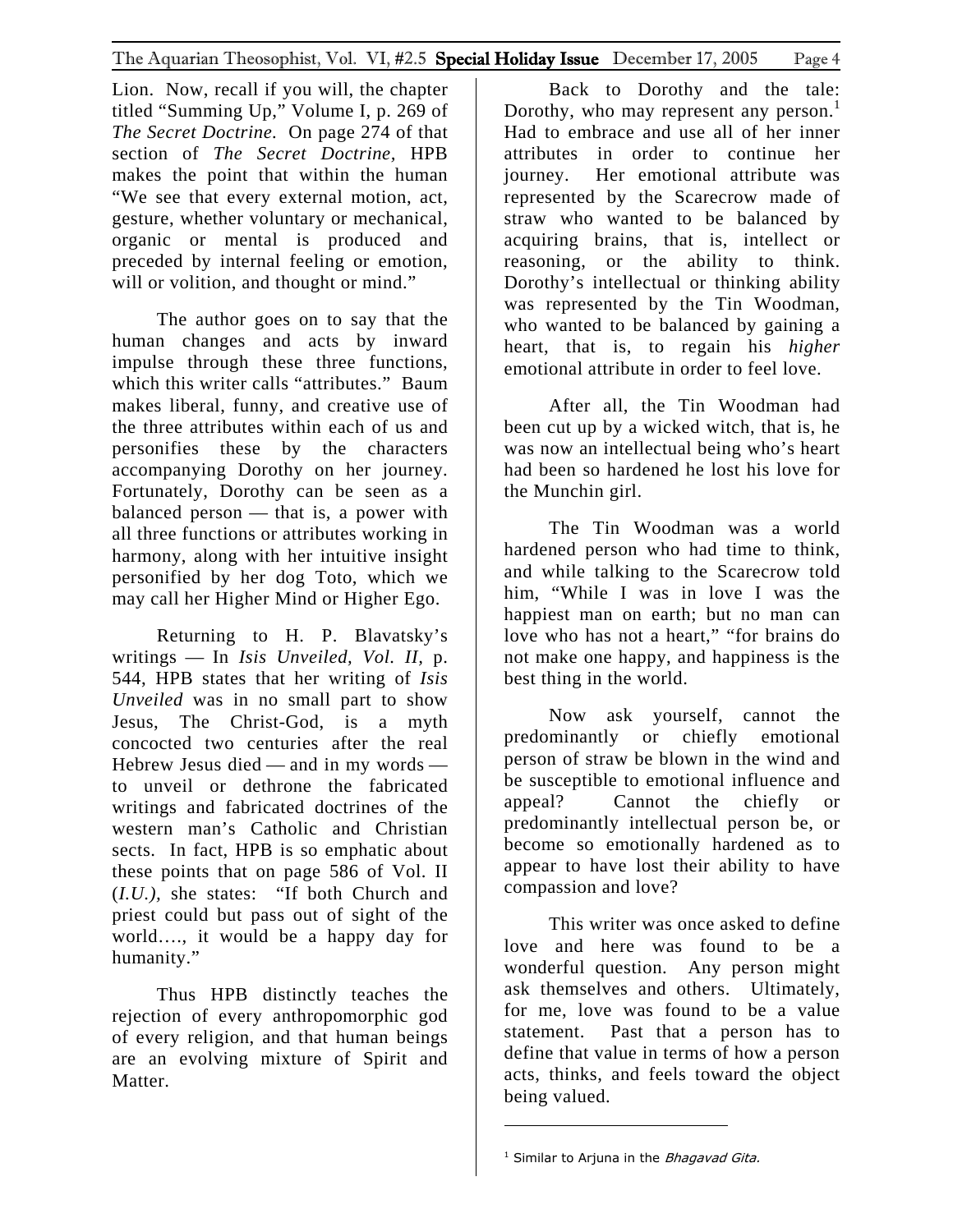Lion. Now, recall if you will, the chapter titled "Summing Up," Volume I, p. 269 of *The Secret Doctrine.* On page 274 of that section of *The Secret Doctrine,* HPB makes the point that within the human "We see that every external motion, act, gesture, whether voluntary or mechanical, organic or mental is produced and preceded by internal feeling or emotion, will or volition, and thought or mind."

The author goes on to say that the human changes and acts by inward impulse through these three functions, which this writer calls "attributes." Baum makes liberal, funny, and creative use of the three attributes within each of us and personifies these by the characters accompanying Dorothy on her journey. Fortunately, Dorothy can be seen as a balanced person — that is, a power with all three functions or attributes working in harmony, along with her intuitive insight personified by her dog Toto, which we may call her Higher Mind or Higher Ego.

Returning to H. P. Blavatsky's writings — In *Isis Unveiled, Vol. II,* p. 544, HPB states that her writing of *Isis Unveiled* was in no small part to show Jesus, The Christ-God, is a myth concocted two centuries after the real Hebrew Jesus died — and in my words — to unveil or dethrone the fabricated writings and fabricated doctrines of the western man's Catholic and Christian sects. In fact, HPB is so emphatic about these points that on page 586 of Vol. II (*I.U.),* she states: "If both Church and priest could but pass out of sight of the world…., it would be a happy day for humanity."

Thus HPB distinctly teaches the rejection of every anthropomorphic god of every religion, and that human beings are an evolving mixture of Spirit and Matter.

Back to Dorothy and the tale: Dorothy, who may represent any person.[1] Had to embrace and use all of her inner attributes in order to continue her journey. Her emotional attribute was represented by the Scarecrow made of straw who wanted to be balanced by acquiring brains, that is, intellect or reasoning, or the ability to think. Dorothy's intellectual or thinking ability was represented by the Tin Woodman, who wanted to be balanced by gaining a heart, that is, to regain his *higher* emotional attribute in order to feel love.

After all, the Tin Woodman had been cut up by a wicked witch, that is, he was now an intellectual being who's heart had been so hardened he lost his love for the Munchin girl.

The Tin Woodman was a world hardened person who had time to think, and while talking to the Scarecrow told him, "While I was in love I was the happiest man on earth; but no man can love who has not a heart," "for brains do not make one happy, and happiness is the best thing in the world.

Now ask yourself, cannot the predominantly or chiefly emotional person of straw be blown in the wind and be susceptible to emotional influence and appeal? Cannot the chiefly or predominantly intellectual person be, or become so emotionally hardened as to appear to have lost their ability to have compassion and love?

This writer was once asked to define love and here was found to be a wonderful question. Any person might ask themselves and others. Ultimately, for me, love was found to be a value statement. Past that a person has to define that value in terms of how a person acts, thinks, and feels toward the object being valued.

---

[1] Similar to Arjuna in the *Bhagavad Gita.*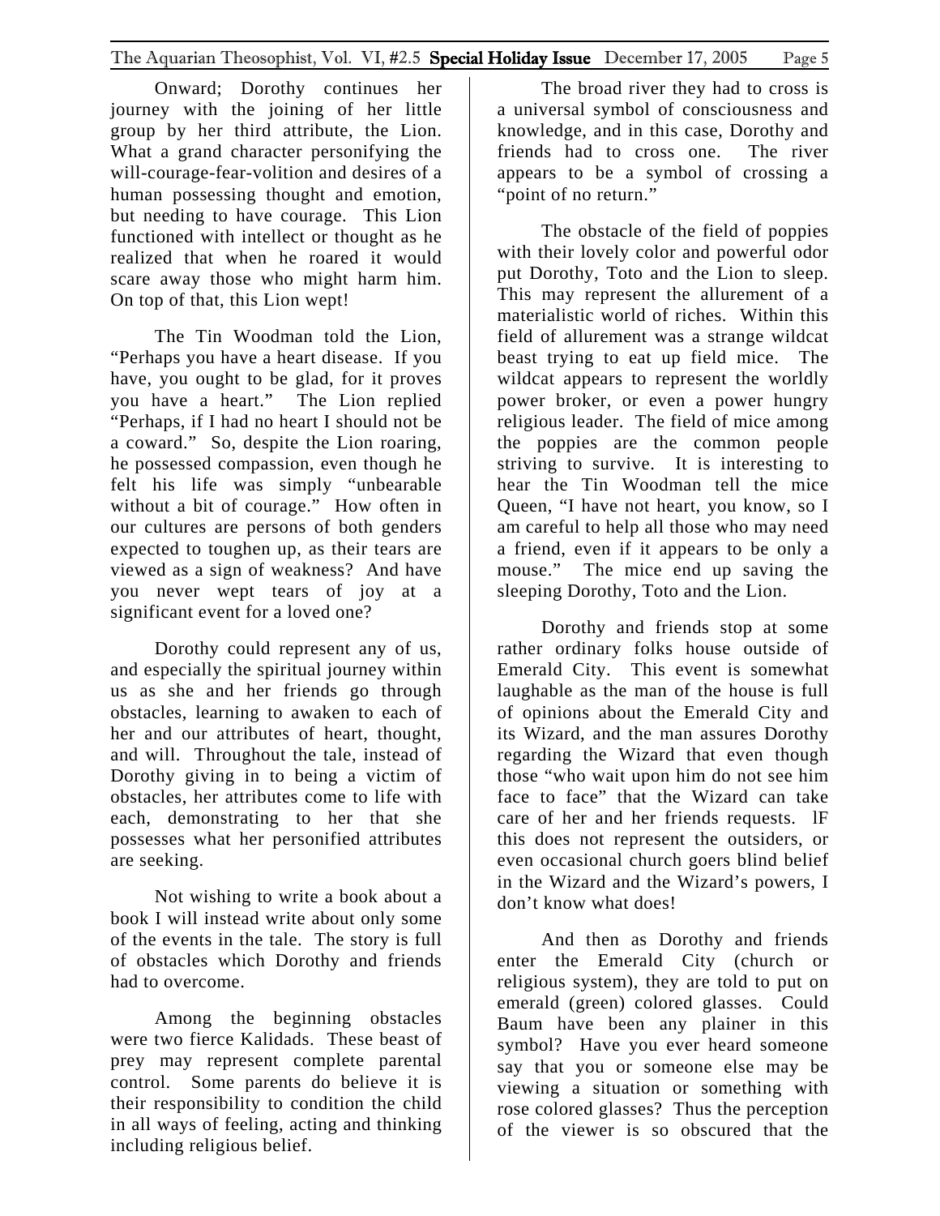Onward; Dorothy continues her journey with the joining of her little group by her third attribute, the Lion. What a grand character personifying the will-courage-fear-volition and desires of a human possessing thought and emotion, but needing to have courage. This Lion functioned with intellect or thought as he realized that when he roared it would scare away those who might harm him. On top of that, this Lion wept!

The Tin Woodman told the Lion, "Perhaps you have a heart disease. If you have, you ought to be glad, for it proves you have a heart." The Lion replied "Perhaps, if I had no heart I should not be a coward." So, despite the Lion roaring, he possessed compassion, even though he felt his life was simply "unbearable without a bit of courage." How often in our cultures are persons of both genders expected to toughen up, as their tears are viewed as a sign of weakness? And have you never wept tears of joy at a significant event for a loved one?

Dorothy could represent any of us, and especially the spiritual journey within us as she and her friends go through obstacles, learning to awaken to each of her and our attributes of heart, thought, and will. Throughout the tale, instead of Dorothy giving in to being a victim of obstacles, her attributes come to life with each, demonstrating to her that she possesses what her personified attributes are seeking.

Not wishing to write a book about a book I will instead write about only some of the events in the tale. The story is full of obstacles which Dorothy and friends had to overcome.

Among the beginning obstacles were two fierce Kalidads. These beast of prey may represent complete parental control. Some parents do believe it is their responsibility to condition the child in all ways of feeling, acting and thinking including religious belief.

The broad river they had to cross is a universal symbol of consciousness and knowledge, and in this case, Dorothy and friends had to cross one. The river appears to be a symbol of crossing a "point of no return."

The obstacle of the field of poppies with their lovely color and powerful odor put Dorothy, Toto and the Lion to sleep. This may represent the allurement of a materialistic world of riches. Within this field of allurement was a strange wildcat beast trying to eat up field mice. The wildcat appears to represent the worldly power broker, or even a power hungry religious leader. The field of mice among the poppies are the common people striving to survive. It is interesting to hear the Tin Woodman tell the mice Queen, "I have not heart, you know, so I am careful to help all those who may need a friend, even if it appears to be only a mouse." The mice end up saving the sleeping Dorothy, Toto and the Lion.

Dorothy and friends stop at some rather ordinary folks house outside of Emerald City. This event is somewhat laughable as the man of the house is full of opinions about the Emerald City and its Wizard, and the man assures Dorothy regarding the Wizard that even though those "who wait upon him do not see him face to face" that the Wizard can take care of her and her friends requests. lF this does not represent the outsiders, or even occasional church goers blind belief in the Wizard and the Wizard's powers, I don't know what does!

And then as Dorothy and friends enter the Emerald City (church or religious system), they are told to put on emerald (green) colored glasses. Could Baum have been any plainer in this symbol? Have you ever heard someone say that you or someone else may be viewing a situation or something with rose colored glasses? Thus the perception of the viewer is so obscured that the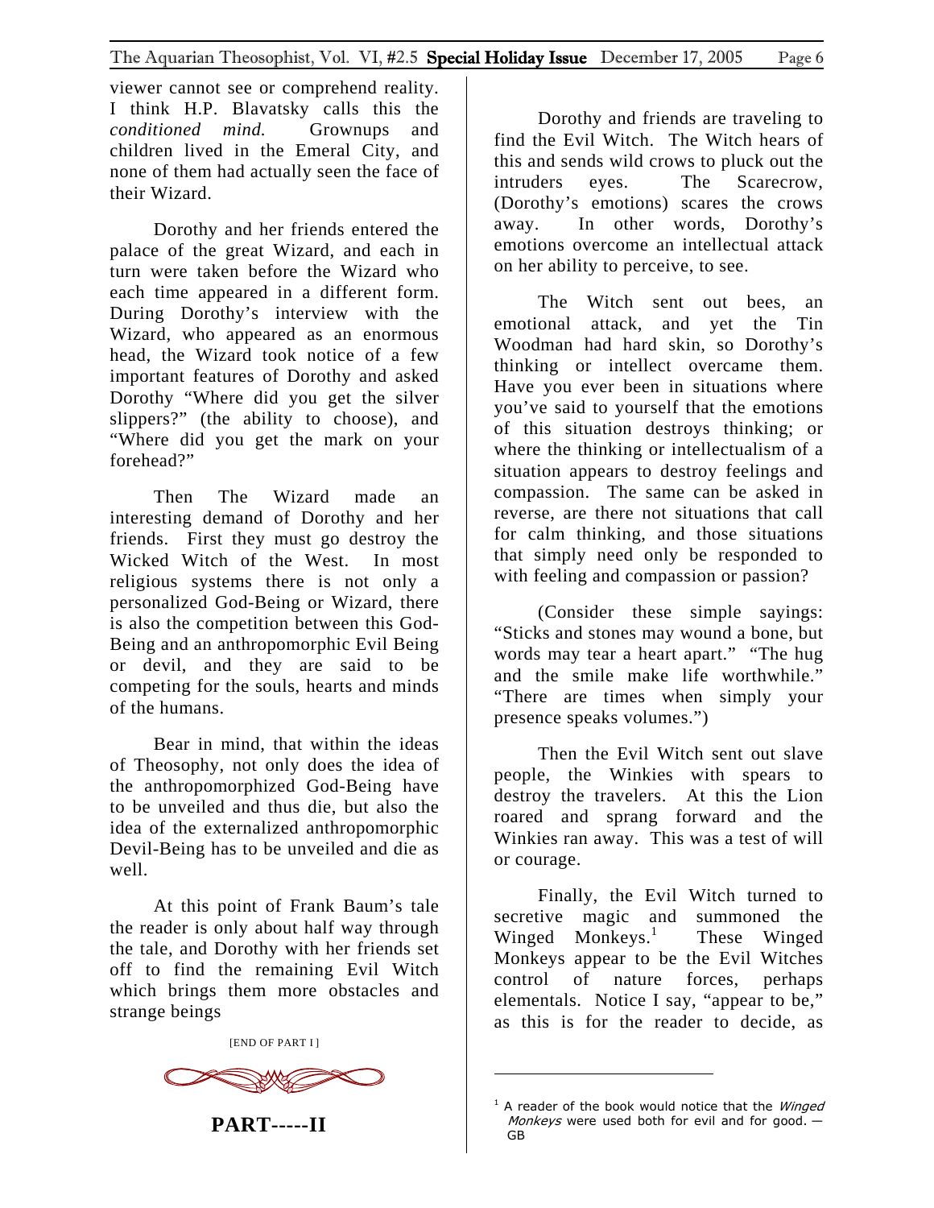viewer cannot see or comprehend reality. I think H.P. Blavatsky calls this the *conditioned mind.* Grownups and children lived in the Emeral City, and none of them had actually seen the face of their Wizard.

Dorothy and her friends entered the palace of the great Wizard, and each in turn were taken before the Wizard who each time appeared in a different form. During Dorothy's interview with the Wizard, who appeared as an enormous head, the Wizard took notice of a few important features of Dorothy and asked Dorothy "Where did you get the silver slippers?" (the ability to choose), and "Where did you get the mark on your forehead?"

Then The Wizard made an interesting demand of Dorothy and her friends. First they must go destroy the Wicked Witch of the West. In most religious systems there is not only a personalized God-Being or Wizard, there is also the competition between this God-Being and an anthropomorphic Evil Being or devil, and they are said to be competing for the souls, hearts and minds of the humans.

Bear in mind, that within the ideas of Theosophy, not only does the idea of the anthropomorphized God-Being have to be unveiled and thus die, but also the idea of the externalized anthropomorphic Devil-Being has to be unveiled and die as well.

At this point of Frank Baum's tale the reader is only about half way through the tale, and Dorothy with her friends set off to find the remaining Evil Witch which brings them more obstacles and strange beings

[END OF PART I ]

## PART-----II

Dorothy and friends are traveling to find the Evil Witch. The Witch hears of this and sends wild crows to pluck out the intruders eyes. The Scarecrow, (Dorothy's emotions) scares the crows away. In other words, Dorothy's emotions overcome an intellectual attack on her ability to perceive, to see.

The Witch sent out bees, an emotional attack, and yet the Tin Woodman had hard skin, so Dorothy's thinking or intellect overcame them. Have you ever been in situations where you've said to yourself that the emotions of this situation destroys thinking; or where the thinking or intellectualism of a situation appears to destroy feelings and compassion. The same can be asked in reverse, are there not situations that call for calm thinking, and those situations that simply need only be responded to with feeling and compassion or passion?

(Consider these simple sayings: "Sticks and stones may wound a bone, but words may tear a heart apart." "The hug and the smile make life worthwhile." "There are times when simply your presence speaks volumes.")

Then the Evil Witch sent out slave people, the Winkies with spears to destroy the travelers. At this the Lion roared and sprang forward and the Winkies ran away. This was a test of will or courage.

Finally, the Evil Witch turned to secretive magic and summoned the Winged Monkeys.[1] These Winged Monkeys appear to be the Evil Witches control of nature forces, perhaps elementals. Notice I say, "appear to be," as this is for the reader to decide, as

[1] A reader of the book would notice that the *Winged Monkeys* were used both for evil and for good. — GB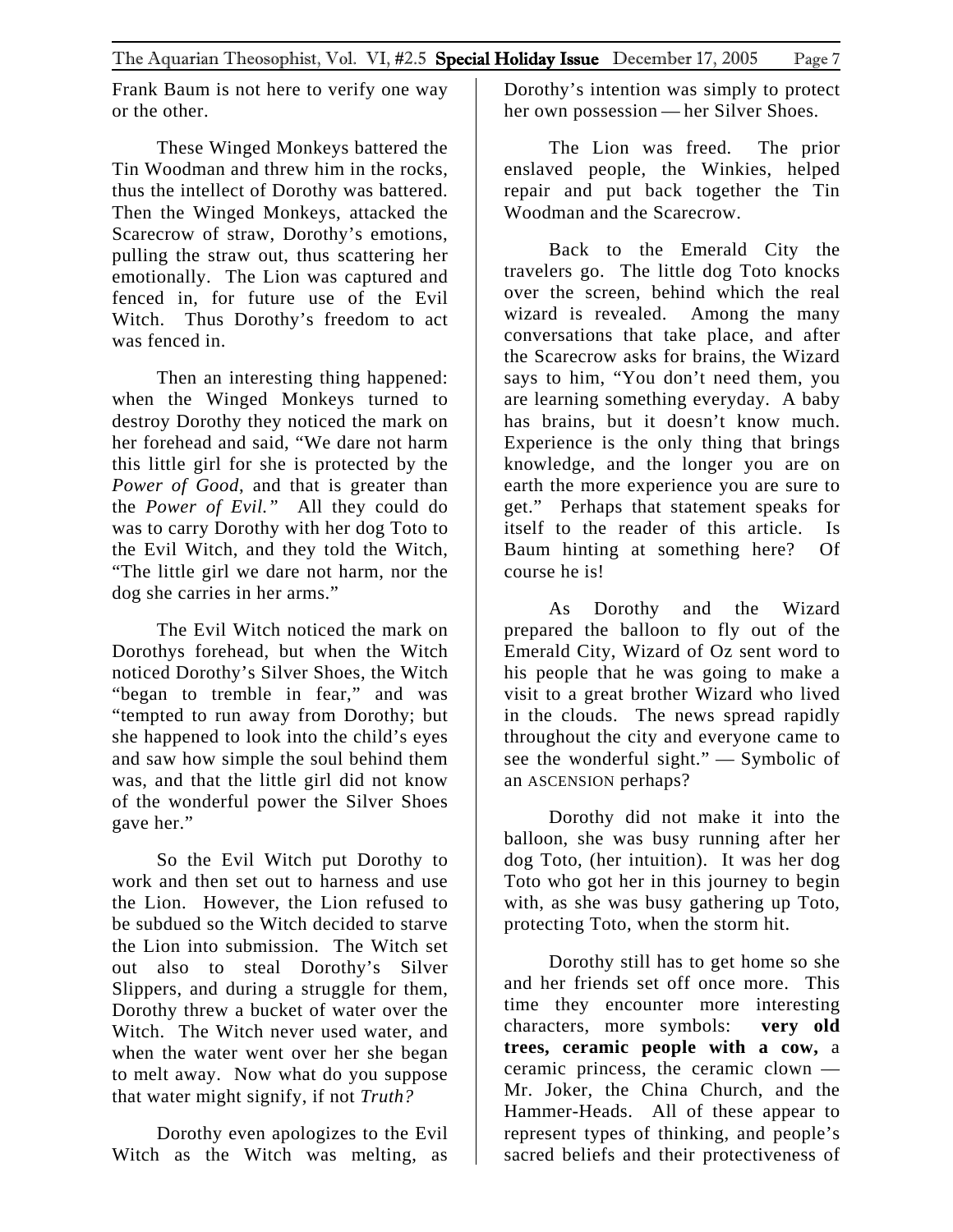Frank Baum is not here to verify one way or the other.

These Winged Monkeys battered the Tin Woodman and threw him in the rocks, thus the intellect of Dorothy was battered. Then the Winged Monkeys, attacked the Scarecrow of straw, Dorothy's emotions, pulling the straw out, thus scattering her emotionally. The Lion was captured and fenced in, for future use of the Evil Witch. Thus Dorothy's freedom to act was fenced in.

Then an interesting thing happened: when the Winged Monkeys turned to destroy Dorothy they noticed the mark on her forehead and said, "We dare not harm this little girl for she is protected by the *Power of Good*, and that is greater than the *Power of Evil."* All they could do was to carry Dorothy with her dog Toto to the Evil Witch, and they told the Witch, "The little girl we dare not harm, nor the dog she carries in her arms."

The Evil Witch noticed the mark on Dorothys forehead, but when the Witch noticed Dorothy's Silver Shoes, the Witch "began to tremble in fear," and was "tempted to run away from Dorothy; but she happened to look into the child's eyes and saw how simple the soul behind them was, and that the little girl did not know of the wonderful power the Silver Shoes gave her."

So the Evil Witch put Dorothy to work and then set out to harness and use the Lion. However, the Lion refused to be subdued so the Witch decided to starve the Lion into submission. The Witch set out also to steal Dorothy's Silver Slippers, and during a struggle for them, Dorothy threw a bucket of water over the Witch. The Witch never used water, and when the water went over her she began to melt away. Now what do you suppose that water might signify, if not *Truth?*

Dorothy even apologizes to the Evil Witch as the Witch was melting, as Dorothy's intention was simply to protect her own possession — her Silver Shoes.

The Lion was freed. The prior enslaved people, the Winkies, helped repair and put back together the Tin Woodman and the Scarecrow.

Back to the Emerald City the travelers go. The little dog Toto knocks over the screen, behind which the real wizard is revealed. Among the many conversations that take place, and after the Scarecrow asks for brains, the Wizard says to him, "You don't need them, you are learning something everyday. A baby has brains, but it doesn't know much. Experience is the only thing that brings knowledge, and the longer you are on earth the more experience you are sure to get." Perhaps that statement speaks for itself to the reader of this article. Is Baum hinting at something here? Of course he is!

As Dorothy and the Wizard prepared the balloon to fly out of the Emerald City, Wizard of Oz sent word to his people that he was going to make a visit to a great brother Wizard who lived in the clouds. The news spread rapidly throughout the city and everyone came to see the wonderful sight." — Symbolic of an ASCENSION perhaps?

Dorothy did not make it into the balloon, she was busy running after her dog Toto, (her intuition). It was her dog Toto who got her in this journey to begin with, as she was busy gathering up Toto, protecting Toto, when the storm hit.

Dorothy still has to get home so she and her friends set off once more. This time they encounter more interesting characters, more symbols: **very old trees, ceramic people with a cow,** a ceramic princess, the ceramic clown — Mr. Joker, the China Church, and the Hammer-Heads. All of these appear to represent types of thinking, and people's sacred beliefs and their protectiveness of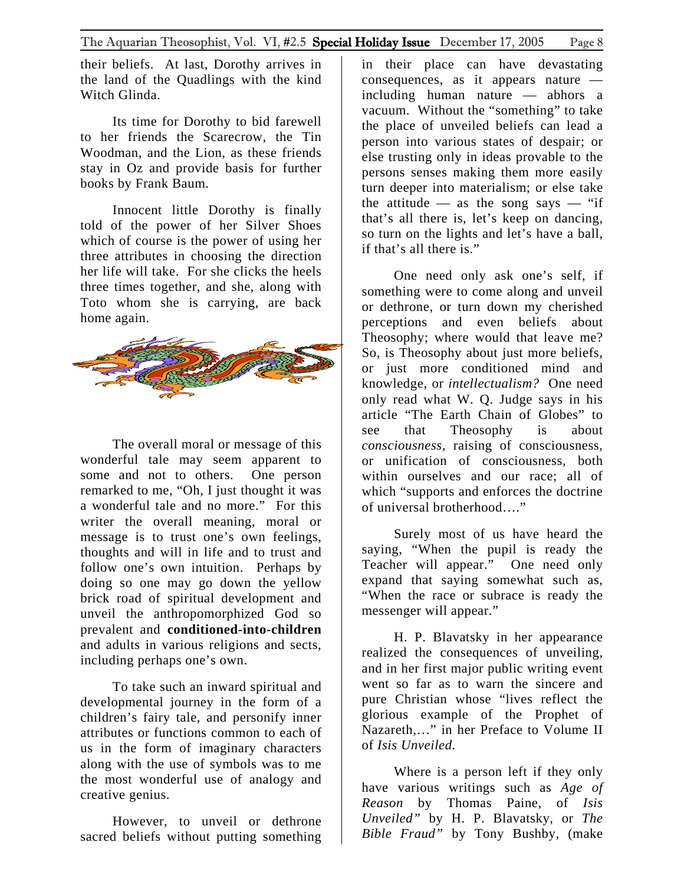their beliefs. At last, Dorothy arrives in the land of the Quadlings with the kind Witch Glinda.

Its time for Dorothy to bid farewell to her friends the Scarecrow, the Tin Woodman, and the Lion, as these friends stay in Oz and provide basis for further books by Frank Baum.

Innocent little Dorothy is finally told of the power of her Silver Shoes which of course is the power of using her three attributes in choosing the direction her life will take. For she clicks the heels three times together, and she, along with Toto whom she is carrying, are back home again.

The overall moral or message of this wonderful tale may seem apparent to some and not to others. One person remarked to me, "Oh, I just thought it was a wonderful tale and no more." For this writer the overall meaning, moral or message is to trust one's own feelings, thoughts and will in life and to trust and follow one's own intuition. Perhaps by doing so one may go down the yellow brick road of spiritual development and unveil the anthropomorphized God so prevalent and **conditioned-into-children** and adults in various religions and sects, including perhaps one's own.

To take such an inward spiritual and developmental journey in the form of a children's fairy tale, and personify inner attributes or functions common to each of us in the form of imaginary characters along with the use of symbols was to me the most wonderful use of analogy and creative genius.

However, to unveil or dethrone sacred beliefs without putting something in their place can have devastating consequences, as it appears nature — including human nature — abhors a vacuum. Without the "something" to take the place of unveiled beliefs can lead a person into various states of despair; or else trusting only in ideas provable to the persons senses making them more easily turn deeper into materialism; or else take the attitude — as the song says — "if that's all there is, let's keep on dancing, so turn on the lights and let's have a ball, if that's all there is."

One need only ask one's self, if something were to come along and unveil or dethrone, or turn down my cherished perceptions and even beliefs about Theosophy; where would that leave me? So, is Theosophy about just more beliefs, or just more conditioned mind and knowledge, or *intellectualism?* One need only read what W. Q. Judge says in his article "The Earth Chain of Globes" to see that Theosophy is about *consciousness*, raising of consciousness, or unification of consciousness, both within ourselves and our race; all of which "supports and enforces the doctrine of universal brotherhood…."

Surely most of us have heard the saying, "When the pupil is ready the Teacher will appear." One need only expand that saying somewhat such as, "When the race or subrace is ready the messenger will appear."

H. P. Blavatsky in her appearance realized the consequences of unveiling, and in her first major public writing event went so far as to warn the sincere and pure Christian whose "lives reflect the glorious example of the Prophet of Nazareth,…" in her Preface to Volume II of *Isis Unveiled.*

Where is a person left if they only have various writings such as *Age of Reason* by Thomas Paine, of *Isis Unveiled"* by H. P. Blavatsky, or *The Bible Fraud"* by Tony Bushby, (make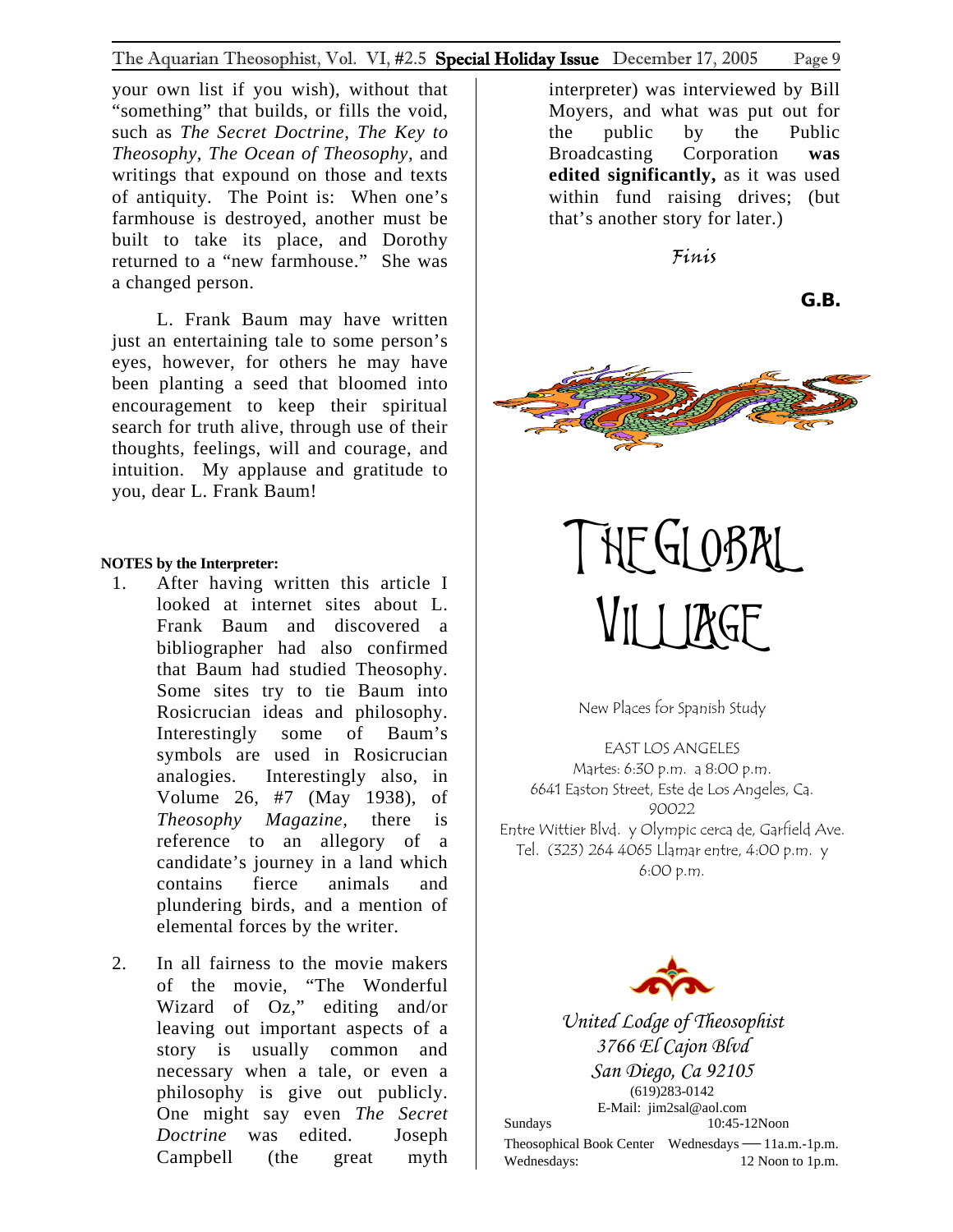your own list if you wish), without that "something" that builds, or fills the void, such as *The Secret Doctrine*, *The Key to Theosophy*, *The Ocean of Theosophy*, and writings that expound on those and texts of antiquity. The Point is: When one's farmhouse is destroyed, another must be built to take its place, and Dorothy returned to a "new farmhouse." She was a changed person.

L. Frank Baum may have written just an entertaining tale to some person's eyes, however, for others he may have been planting a seed that bloomed into encouragement to keep their spiritual search for truth alive, through use of their thoughts, feelings, will and courage, and intuition. My applause and gratitude to you, dear L. Frank Baum!

**NOTES by the Interpreter:**

1. After having written this article I looked at internet sites about L. Frank Baum and discovered a bibliographer had also confirmed that Baum had studied Theosophy. Some sites try to tie Baum into Rosicrucian ideas and philosophy. Interestingly some of Baum's symbols are used in Rosicrucian analogies. Interestingly also, in Volume 26, #7 (May 1938), of *Theosophy Magazine*, there is reference to an allegory of a candidate's journey in a land which contains fierce animals and plundering birds, and a mention of elemental forces by the writer.

2. In all fairness to the movie makers of the movie, "The Wonderful Wizard of Oz," editing and/or leaving out important aspects of a story is usually common and necessary when a tale, or even a philosophy is give out publicly. One might say even *The Secret Doctrine* was edited. Joseph Campbell (the great myth interpreter) was interviewed by Bill Moyers, and what was put out for the public by the Public Broadcasting Corporation **was edited significantly,** as it was used within fund raising drives; (but that's another story for later.)

*Finis*

**G.B.**

# THE GLOBAL VILLAGE

New Places for Spanish Study

EAST LOS ANGELES
Martes: 6:30 p.m. a 8:00 p.m.
6641 Easton Street, Este de Los Angeles, Ca. 90022
Entre Wittier Blvd. y Olympic cerca de, Garfield Ave.
Tel. (323) 264 4065 Llamar entre, 4:00 p.m. y 6:00 p.m.

*United Lodge of Theosophist*
*3766 El Cajon Blvd*
*San Diego, Ca 92105*
(619)283-0142
E-Mail: jim2sal@aol.com

Sundays 10:45-12Noon
Theosophical Book Center Wednesdays — 11a.m.-1p.m.
Wednesdays: 12 Noon to 1p.m.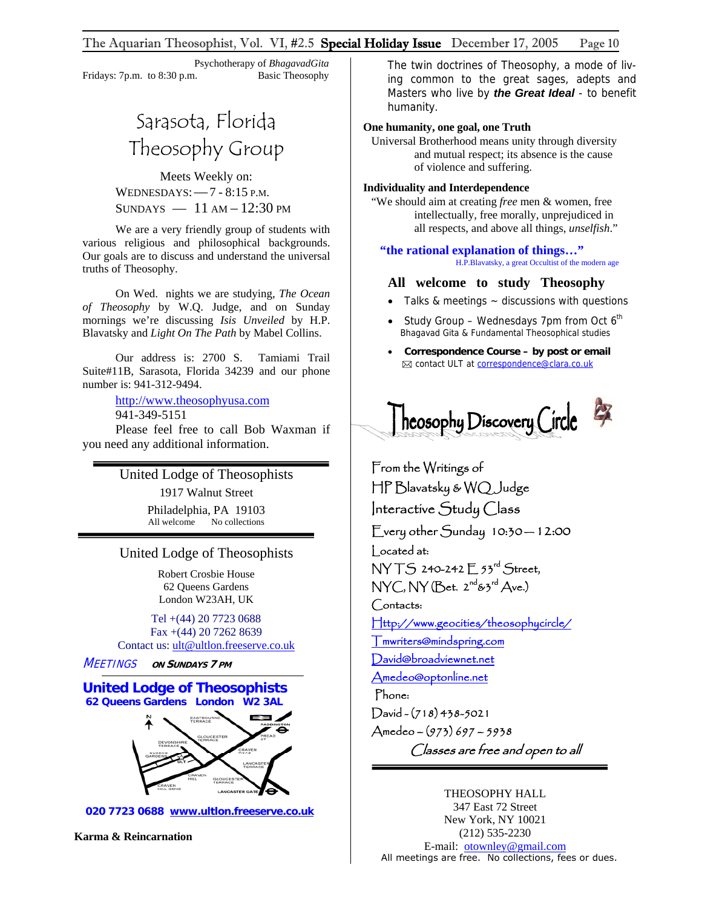Psychotherapy of *BhagavadGita*
Fridays: 7p.m. to 8:30 p.m. Basic Theosophy

## Sarasota, Florida Theosophy Group

Meets Weekly on:
WEDNESDAYS: — 7 - 8:15 P.M.
SUNDAYS — 11 AM – 12:30 PM

We are a very friendly group of students with various religious and philosophical backgrounds. Our goals are to discuss and understand the universal truths of Theosophy.

On Wed. nights we are studying, *The Ocean of Theosophy* by W.Q. Judge, and on Sunday mornings we're discussing *Isis Unveiled* by H.P. Blavatsky and *Light On The Path* by Mabel Collins.

Our address is: 2700 S. Tamiami Trail Suite#11B, Sarasota, Florida 34239 and our phone number is: 941-312-9494.

http://www.theosophyusa.com
941-349-5151

Please feel free to call Bob Waxman if you need any additional information.

---

United Lodge of Theosophists
1917 Walnut Street
Philadelphia, PA 19103
All welcome No collections

---

United Lodge of Theosophists

Robert Crosbie House
62 Queens Gardens
London W23AH, UK

Tel +(44) 20 7723 0688
Fax +(44) 20 7262 8639
Contact us: ult@ultlon.freeserve.co.uk

*MEETINGS* **ON SUNDAYS 7 PM**

**United Lodge of Theosophists**
**62 Queens Gardens London W2 3AL**

**020 7723 0688 www.ultlon.freeserve.co.uk**

**Karma & Reincarnation**

The twin doctrines of Theosophy, a mode of living common to the great sages, adepts and Masters who live by ***the Great Ideal*** - to benefit humanity.

**One humanity, one goal, one Truth**
Universal Brotherhood means unity through diversity and mutual respect; its absence is the cause of violence and suffering.

**Individuality and Interdependence**
"We should aim at creating *free* men & women, free intellectually, free morally, unprejudiced in all respects, and above all things, *unselfish*."

**"the rational explanation of things…"**
H.P.Blavatsky, a great Occultist of the modern age

**All welcome to study Theosophy**

- Talks & meetings ~ discussions with questions
- Study Group – Wednesdays 7pm from Oct 6th
  Bhagavad Gita & Fundamental Theosophical studies
- **Correspondence Course – by post or email**
  contact ULT at correspondence@clara.co.uk

---

## Theosophy Discovery Circle

From the Writings of
HP Blavatsky & WQ Judge
Interactive Study Class
Every other Sunday 10:30 — 12:00
Located at:
NYTS 240-242 E 53rd Street,
NYC, NY (Bet. 2nd & 3rd Ave.)
Contacts:
Http://www.geocities/theosophycircle/
Tmwriters@mindspring.com
David@broadviewnet.net
Amedeo@optonline.net
Phone:
David - (718) 438-5021
Amedeo – (973) 697 – 5938
*Classes are free and open to all*

---

THEOSOPHY HALL
347 East 72 Street
New York, NY 10021
(212) 535-2230
E-mail: otownley@gmail.com
All meetings are free. No collections, fees or dues.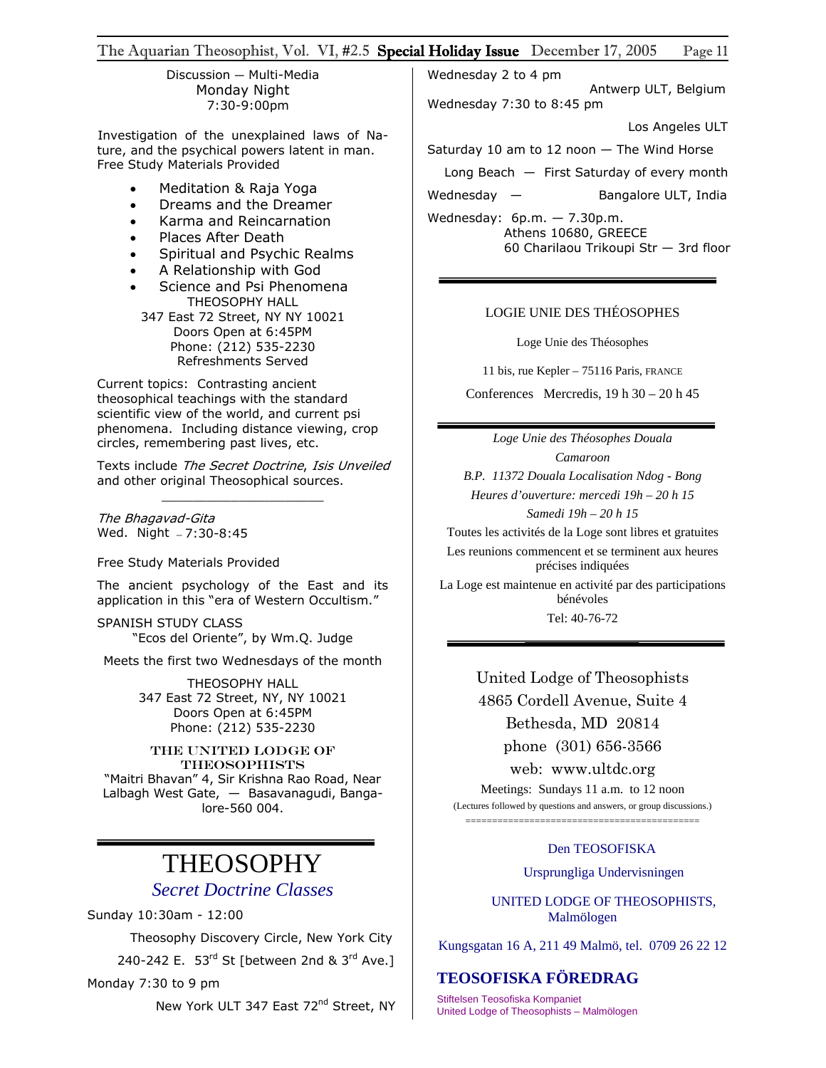Discussion — Multi-Media
Monday Night
7:30-9:00pm

Investigation of the unexplained laws of Nature, and the psychical powers latent in man. Free Study Materials Provided

- Meditation & Raja Yoga
- Dreams and the Dreamer
- Karma and Reincarnation
- Places After Death
- Spiritual and Psychic Realms
- A Relationship with God
- Science and Psi Phenomena

THEOSOPHY HALL
347 East 72 Street, NY NY 10021
Doors Open at 6:45PM
Phone: (212) 535-2230
Refreshments Served

Current topics: Contrasting ancient theosophical teachings with the standard scientific view of the world, and current psi phenomena. Including distance viewing, crop circles, remembering past lives, etc.

Texts include *The Secret Doctrine*, *Isis Unveiled* and other original Theosophical sources.

---

*The Bhagavad-Gita*
Wed. Night – 7:30-8:45

Free Study Materials Provided

The ancient psychology of the East and its application in this "era of Western Occultism."

SPANISH STUDY CLASS
"Ecos del Oriente", by Wm.Q. Judge

Meets the first two Wednesdays of the month

THEOSOPHY HALL
347 East 72 Street, NY, NY 10021
Doors Open at 6:45PM
Phone: (212) 535-2230

THE UNITED LODGE OF THEOSOPHISTS
"Maitri Bhavan" 4, Sir Krishna Rao Road, Near Lalbagh West Gate, — Basavanagudi, Bangalore-560 004.

---

# THEOSOPHY

## *Secret Doctrine Classes*

Sunday 10:30am - 12:00

Theosophy Discovery Circle, New York City
240-242 E. 53rd St [between 2nd & 3rd Ave.]

Monday 7:30 to 9 pm

New York ULT 347 East 72nd Street, NY

Wednesday 2 to 4 pm

Antwerp ULT, Belgium

Wednesday 7:30 to 8:45 pm

Los Angeles ULT

Saturday 10 am to 12 noon — The Wind Horse

Long Beach — First Saturday of every month

Wednesday — Bangalore ULT, India

Wednesday: 6p.m. — 7.30p.m.
Athens 10680, GREECE
60 Charilaou Trikoupi Str — 3rd floor

---

LOGIE UNIE DES THÉOSOPHES

Loge Unie des Théosophes

11 bis, rue Kepler – 75116 Paris, FRANCE

Conferences Mercredis, 19 h 30 – 20 h 45

---

*Loge Unie des Théosophes Douala*

*Camaroon*

*B.P. 11372 Douala Localisation Ndog - Bong*

*Heures d'ouverture: mercedi 19h – 20 h 15*

*Samedi 19h – 20 h 15*

Toutes les activités de la Loge sont libres et gratuites

Les reunions commencent et se terminent aux heures précises indiquées

La Loge est maintenue en activité par des participations bénévoles

Tel: 40-76-72

---

United Lodge of Theosophists
4865 Cordell Avenue, Suite 4
Bethesda, MD 20814
phone (301) 656-3566
web: www.ultdc.org

Meetings: Sundays 11 a.m. to 12 noon
(Lectures followed by questions and answers, or group discussions.)

---

Den TEOSOFISKA

Ursprungliga Undervisningen

UNITED LODGE OF THEOSOPHISTS, Malmölogen

Kungsgatan 16 A, 211 49 Malmö, tel. 0709 26 22 12

**TEOSOFISKA FÖREDRAG**

Stiftelsen Teosofiska Kompaniet
United Lodge of Theosophists – Malmölogen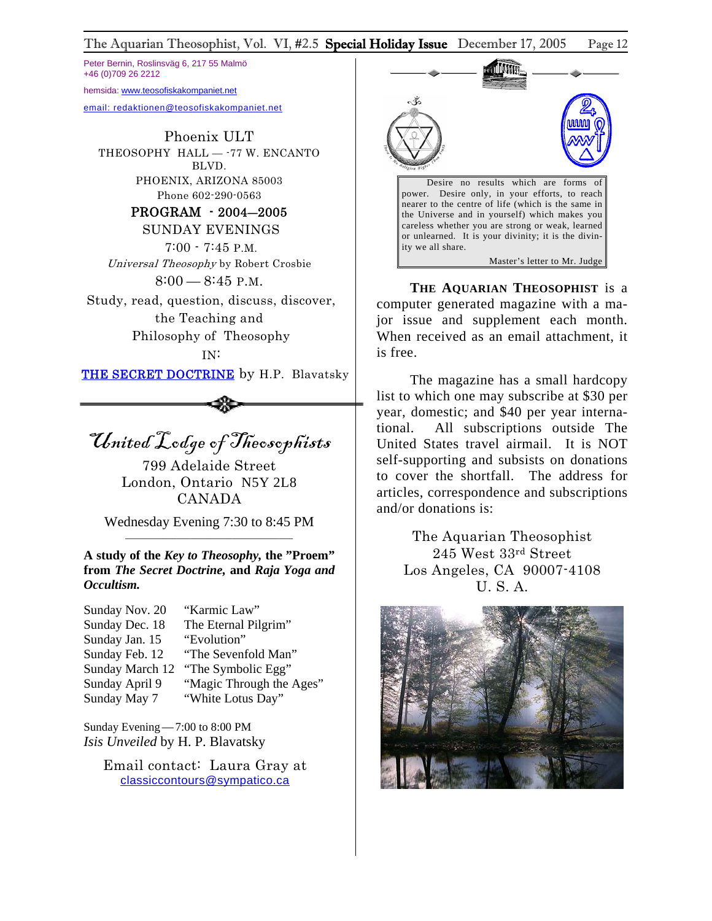Peter Bernin, Roslinsväg 6, 217 55 Malmö
+46 (0)709 26 2212

hemsida: www.teosofiskakompaniet.net

email: redaktionen@teosofiskakompaniet.net

Phoenix ULT
THEOSOPHY HALL — -77 W. ENCANTO BLVD.
PHOENIX, ARIZONA 85003
Phone 602-290-0563

PROGRAM - 2004—2005
SUNDAY EVENINGS

7:00 - 7:45 P.M.
*Universal Theosophy* by Robert Crosbie

8:00 — 8:45 P.M.
Study, read, question, discuss, discover, the Teaching and Philosophy of Theosophy IN:

THE SECRET DOCTRINE by H.P. Blavatsky

## United Lodge of Theosophists

799 Adelaide Street
London, Ontario N5Y 2L8
CANADA

Wednesday Evening 7:30 to 8:45 PM

**A study of the *Key to Theosophy,* the "Proem" from *The Secret Doctrine,* and *Raja Yoga and Occultism.***

| | |
|---|---|
| Sunday Nov. 20 | "Karmic Law" |
| Sunday Dec. 18 | The Eternal Pilgrim" |
| Sunday Jan. 15 | "Evolution" |
| Sunday Feb. 12 | "The Sevenfold Man" |
| Sunday March 12 | "The Symbolic Egg" |
| Sunday April 9 | "Magic Through the Ages" |
| Sunday May 7 | "White Lotus Day" |

Sunday Evening — 7:00 to 8:00 PM
*Isis Unveiled* by H. P. Blavatsky

Email contact: Laura Gray at classiccontours@sympatico.ca

> Desire no results which are forms of power. Desire only, in your efforts, to reach nearer to the centre of life (which is the same in the Universe and in yourself) which makes you careless whether you are strong or weak, learned or unlearned. It is your divinity; it is the divinity we all share.
>
> Master's letter to Mr. Judge

**THE AQUARIAN THEOSOPHIST** is a computer generated magazine with a major issue and supplement each month. When received as an email attachment, it is free.

The magazine has a small hardcopy list to which one may subscribe at $30 per year, domestic; and $40 per year international. All subscriptions outside The United States travel airmail. It is NOT self-supporting and subsists on donations to cover the shortfall. The address for articles, correspondence and subscriptions and/or donations is:

The Aquarian Theosophist
245 West 33rd Street
Los Angeles, CA 90007-4108
U. S. A.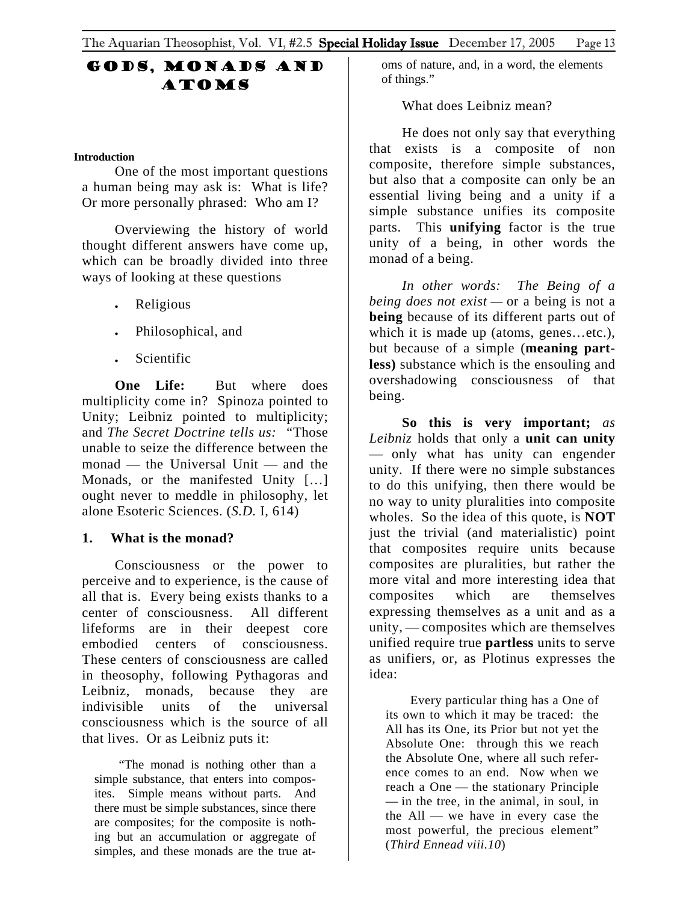# Gods, Monads and Atoms

**Introduction**

One of the most important questions a human being may ask is: What is life? Or more personally phrased: Who am I?

Overviewing the history of world thought different answers have come up, which can be broadly divided into three ways of looking at these questions

- Religious
- Philosophical, and
- Scientific

**One Life:** But where does multiplicity come in? Spinoza pointed to Unity; Leibniz pointed to multiplicity; and *The Secret Doctrine tells us:* "Those unable to seize the difference between the monad — the Universal Unit — and the Monads, or the manifested Unity […] ought never to meddle in philosophy, let alone Esoteric Sciences. (*S.D.* I, 614)

## 1. What is the monad?

Consciousness or the power to perceive and to experience, is the cause of all that is. Every being exists thanks to a center of consciousness. All different lifeforms are in their deepest core embodied centers of consciousness. These centers of consciousness are called in theosophy, following Pythagoras and Leibniz, monads, because they are indivisible units of the universal consciousness which is the source of all that lives. Or as Leibniz puts it:

> "The monad is nothing other than a simple substance, that enters into composites. Simple means without parts. And there must be simple substances, since there are composites; for the composite is nothing but an accumulation or aggregate of simples, and these monads are the true atoms of nature, and, in a word, the elements of things."

What does Leibniz mean?

He does not only say that everything that exists is a composite of non composite, therefore simple substances, but also that a composite can only be an essential living being and a unity if a simple substance unifies its composite parts. This **unifying** factor is the true unity of a being, in other words the monad of a being.

*In other words: The Being of a being does not exist* — or a being is not a **being** because of its different parts out of which it is made up (atoms, genes…etc.), but because of a simple (**meaning partless)** substance which is the ensouling and overshadowing consciousness of that being.

**So this is very important;** *as Leibniz* holds that only a **unit can unity** — only what has unity can engender unity. If there were no simple substances to do this unifying, then there would be no way to unity pluralities into composite wholes. So the idea of this quote, is **NOT** just the trivial (and materialistic) point that composites require units because composites are pluralities, but rather the more vital and more interesting idea that composites which are themselves expressing themselves as a unit and as a unity, — composites which are themselves unified require true **partless** units to serve as unifiers, or, as Plotinus expresses the idea:

> Every particular thing has a One of its own to which it may be traced: the All has its One, its Prior but not yet the Absolute One: through this we reach the Absolute One, where all such reference comes to an end. Now when we reach a One — the stationary Principle — in the tree, in the animal, in soul, in the All — we have in every case the most powerful, the precious element" (*Third Ennead viii.10*)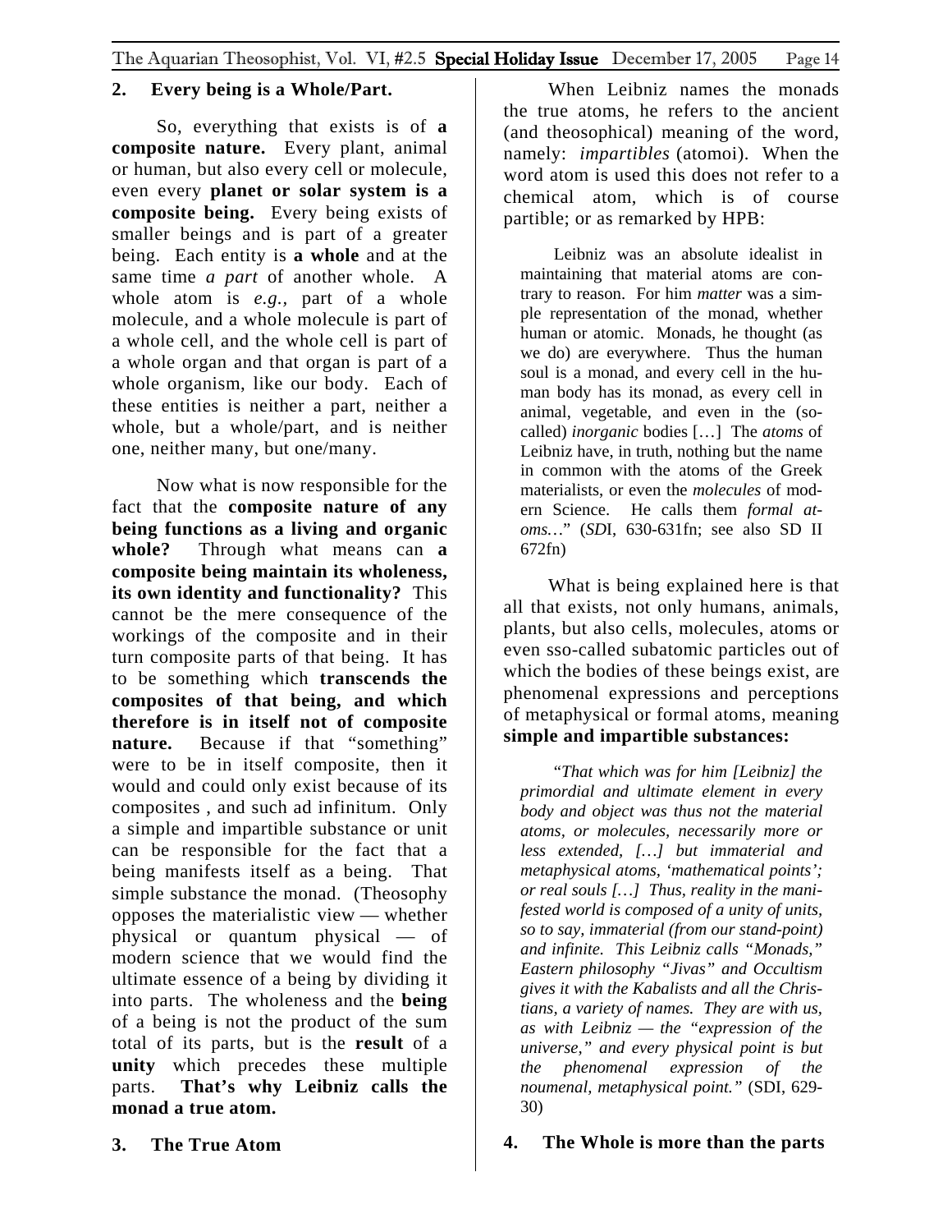## 2. Every being is a Whole/Part.

So, everything that exists is of **a composite nature.** Every plant, animal or human, but also every cell or molecule, even every **planet or solar system is a composite being.** Every being exists of smaller beings and is part of a greater being. Each entity is **a whole** and at the same time *a part* of another whole. A whole atom is *e.g.,* part of a whole molecule, and a whole molecule is part of a whole cell, and the whole cell is part of a whole organ and that organ is part of a whole organism, like our body. Each of these entities is neither a part, neither a whole, but a whole/part, and is neither one, neither many, but one/many.

Now what is now responsible for the fact that the **composite nature of any being functions as a living and organic whole?** Through what means can **a composite being maintain its wholeness, its own identity and functionality?** This cannot be the mere consequence of the workings of the composite and in their turn composite parts of that being. It has to be something which **transcends the composites of that being, and which therefore is in itself not of composite nature.** Because if that "something" were to be in itself composite, then it would and could only exist because of its composites , and such ad infinitum. Only a simple and impartible substance or unit can be responsible for the fact that a being manifests itself as a being. That simple substance the monad. (Theosophy opposes the materialistic view — whether physical or quantum physical — of modern science that we would find the ultimate essence of a being by dividing it into parts. The wholeness and the **being** of a being is not the product of the sum total of its parts, but is the **result** of a **unity** which precedes these multiple parts. **That's why Leibniz calls the monad a true atom.**

## 3. The True Atom

When Leibniz names the monads the true atoms, he refers to the ancient (and theosophical) meaning of the word, namely: *impartibles* (atomoi). When the word atom is used this does not refer to a chemical atom, which is of course partible; or as remarked by HPB:

> Leibniz was an absolute idealist in maintaining that material atoms are contrary to reason. For him *matter* was a simple representation of the monad, whether human or atomic. Monads, he thought (as we do) are everywhere. Thus the human soul is a monad, and every cell in the human body has its monad, as every cell in animal, vegetable, and even in the (so-called) *inorganic* bodies […] The *atoms* of Leibniz have, in truth, nothing but the name in common with the atoms of the Greek materialists, or even the *molecules* of modern Science. He calls them *formal atoms…*" (*SD*I, 630-631fn; see also SD II 672fn)

What is being explained here is that all that exists, not only humans, animals, plants, but also cells, molecules, atoms or even sso-called subatomic particles out of which the bodies of these beings exist, are phenomenal expressions and perceptions of metaphysical or formal atoms, meaning **simple and impartible substances:**

> *"That which was for him [Leibniz] the primordial and ultimate element in every body and object was thus not the material atoms, or molecules, necessarily more or less extended, […] but immaterial and metaphysical atoms, 'mathematical points'; or real souls […] Thus, reality in the manifested world is composed of a unity of units, so to say, immaterial (from our stand-point) and infinite. This Leibniz calls "Monads," Eastern philosophy "Jivas" and Occultism gives it with the Kabalists and all the Christians, a variety of names. They are with us, as with Leibniz — the "expression of the universe," and every physical point is but the phenomenal expression of the noumenal, metaphysical point."* (SDI, 629-30)

## 4. The Whole is more than the parts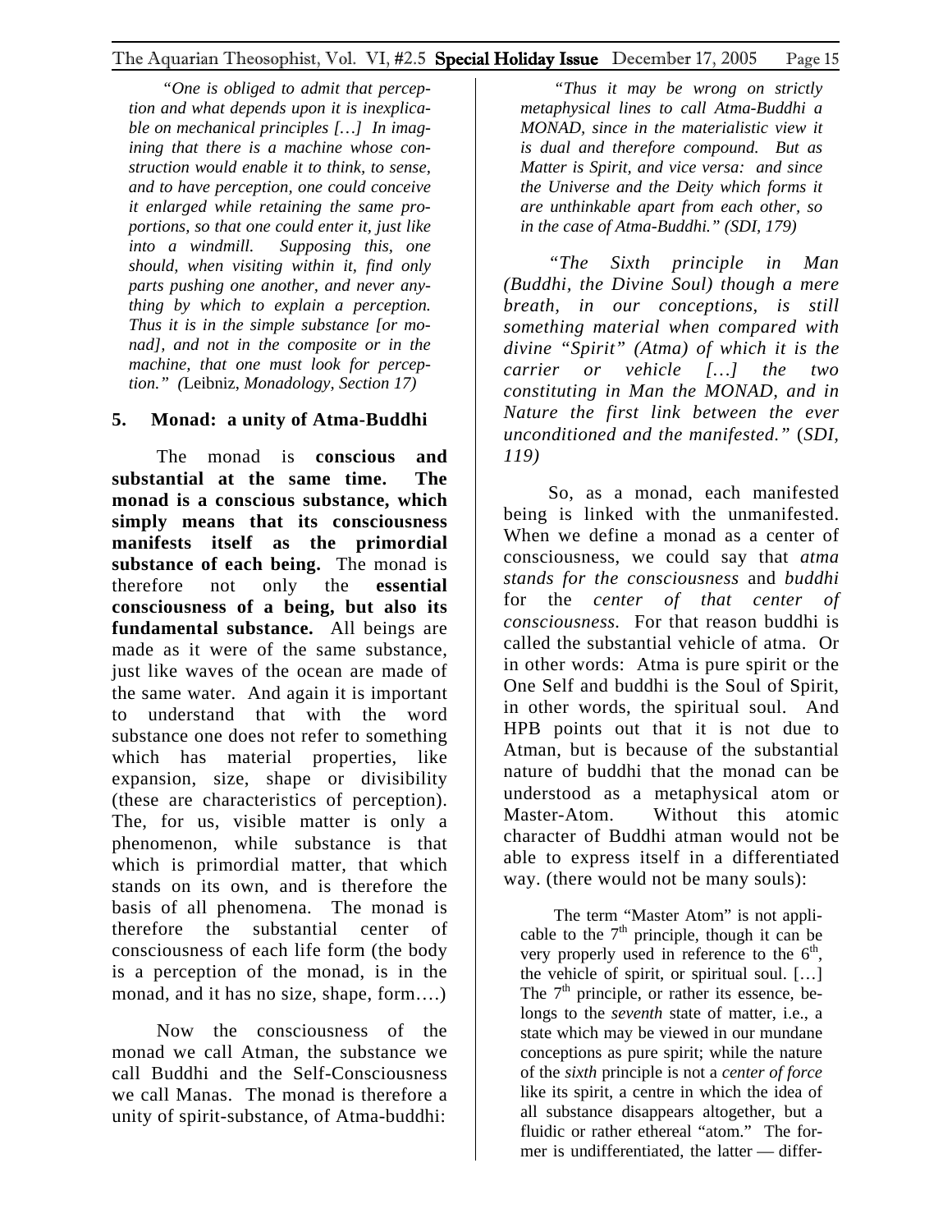*"One is obliged to admit that perception and what depends upon it is inexplicable on mechanical principles […] In imagining that there is a machine whose construction would enable it to think, to sense, and to have perception, one could conceive it enlarged while retaining the same proportions, so that one could enter it, just like into a windmill. Supposing this, one should, when visiting within it, find only parts pushing one another, and never anything by which to explain a perception. Thus it is in the simple substance [or monad], and not in the composite or in the machine, that one must look for perception." (*Leibniz, *Monadology, Section 17)*

### 5. Monad: a unity of Atma-Buddhi

The monad is **conscious and substantial at the same time. The monad is a conscious substance, which simply means that its consciousness manifests itself as the primordial substance of each being.** The monad is therefore not only the **essential consciousness of a being, but also its fundamental substance.** All beings are made as it were of the same substance, just like waves of the ocean are made of the same water. And again it is important to understand that with the word substance one does not refer to something which has material properties, like expansion, size, shape or divisibility (these are characteristics of perception). The, for us, visible matter is only a phenomenon, while substance is that which is primordial matter, that which stands on its own, and is therefore the basis of all phenomena. The monad is therefore the substantial center of consciousness of each life form (the body is a perception of the monad, is in the monad, and it has no size, shape, form….)

Now the consciousness of the monad we call Atman, the substance we call Buddhi and the Self-Consciousness we call Manas. The monad is therefore a unity of spirit-substance, of Atma-buddhi:

*"Thus it may be wrong on strictly metaphysical lines to call Atma-Buddhi a MONAD, since in the materialistic view it is dual and therefore compound. But as Matter is Spirit, and vice versa: and since the Universe and the Deity which forms it are unthinkable apart from each other, so in the case of Atma-Buddhi." (SDI, 179)*

*"The Sixth principle in Man (Buddhi, the Divine Soul) though a mere breath, in our conceptions, is still something material when compared with divine "Spirit" (Atma) of which it is the carrier or vehicle […] the two constituting in Man the MONAD, and in Nature the first link between the ever unconditioned and the manifested."* (*SDI, 119)*

So, as a monad, each manifested being is linked with the unmanifested. When we define a monad as a center of consciousness, we could say that *atma stands for the consciousness* and *buddhi* for the *center of that center of consciousness.* For that reason buddhi is called the substantial vehicle of atma. Or in other words: Atma is pure spirit or the One Self and buddhi is the Soul of Spirit, in other words, the spiritual soul. And HPB points out that it is not due to Atman, but is because of the substantial nature of buddhi that the monad can be understood as a metaphysical atom or Master-Atom. Without this atomic character of Buddhi atman would not be able to express itself in a differentiated way. (there would not be many souls):

> The term "Master Atom" is not applicable to the 7th principle, though it can be very properly used in reference to the 6th, the vehicle of spirit, or spiritual soul. […] The 7th principle, or rather its essence, belongs to the *seventh* state of matter, i.e., a state which may be viewed in our mundane conceptions as pure spirit; while the nature of the *sixth* principle is not a *center of force* like its spirit, a centre in which the idea of all substance disappears altogether, but a fluidic or rather ethereal "atom." The former is undifferentiated, the latter — differ-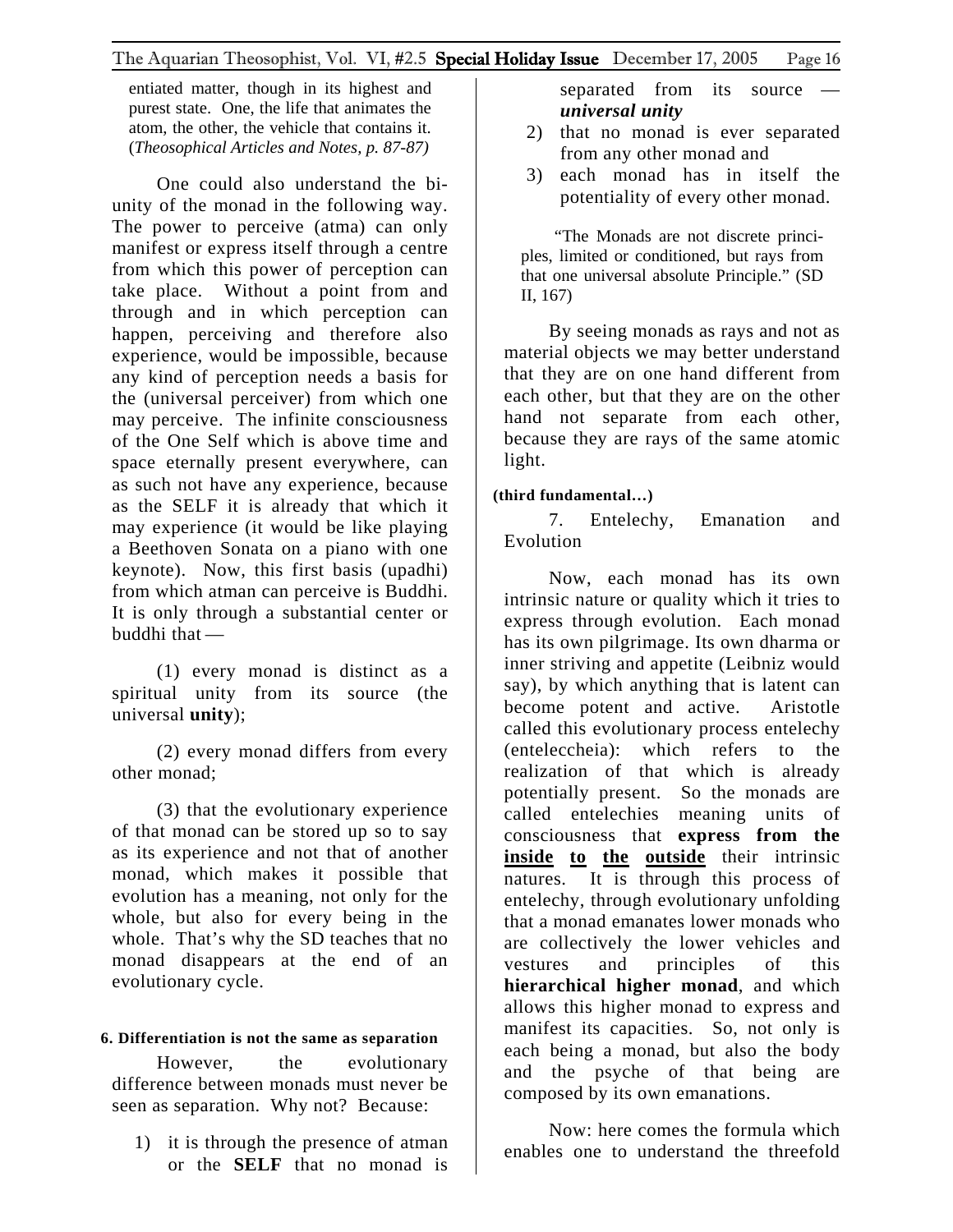entiated matter, though in its highest and purest state. One, the life that animates the atom, the other, the vehicle that contains it. (*Theosophical Articles and Notes, p. 87-87)*

One could also understand the bi-unity of the monad in the following way. The power to perceive (atma) can only manifest or express itself through a centre from which this power of perception can take place. Without a point from and through and in which perception can happen, perceiving and therefore also experience, would be impossible, because any kind of perception needs a basis for the (universal perceiver) from which one may perceive. The infinite consciousness of the One Self which is above time and space eternally present everywhere, can as such not have any experience, because as the SELF it is already that which it may experience (it would be like playing a Beethoven Sonata on a piano with one keynote). Now, this first basis (upadhi) from which atman can perceive is Buddhi. It is only through a substantial center or buddhi that —

(1) every monad is distinct as a spiritual unity from its source (the universal **unity**);

(2) every monad differs from every other monad;

(3) that the evolutionary experience of that monad can be stored up so to say as its experience and not that of another monad, which makes it possible that evolution has a meaning, not only for the whole, but also for every being in the whole. That's why the SD teaches that no monad disappears at the end of an evolutionary cycle.

**6. Differentiation is not the same as separation**

However, the evolutionary difference between monads must never be seen as separation. Why not? Because:

1) it is through the presence of atman or the **SELF** that no monad is separated from its source — ***universal unity***
2) that no monad is ever separated from any other monad and
3) each monad has in itself the potentiality of every other monad.

"The Monads are not discrete principles, limited or conditioned, but rays from that one universal absolute Principle." (SD II, 167)

By seeing monads as rays and not as material objects we may better understand that they are on one hand different from each other, but that they are on the other hand not separate from each other, because they are rays of the same atomic light.

**(third fundamental…)**

7. Entelechy, Emanation and Evolution

Now, each monad has its own intrinsic nature or quality which it tries to express through evolution. Each monad has its own pilgrimage. Its own dharma or inner striving and appetite (Leibniz would say), by which anything that is latent can become potent and active. Aristotle called this evolutionary process entelechy (enteleccheia): which refers to the realization of that which is already potentially present. So the monads are called entelechies meaning units of consciousness that **express from the <u>inside</u> <u>to</u> <u>the</u> <u>outside</u>** their intrinsic natures. It is through this process of entelechy, through evolutionary unfolding that a monad emanates lower monads who are collectively the lower vehicles and vestures and principles of this **hierarchical higher monad**, and which allows this higher monad to express and manifest its capacities. So, not only is each being a monad, but also the body and the psyche of that being are composed by its own emanations.

Now: here comes the formula which enables one to understand the threefold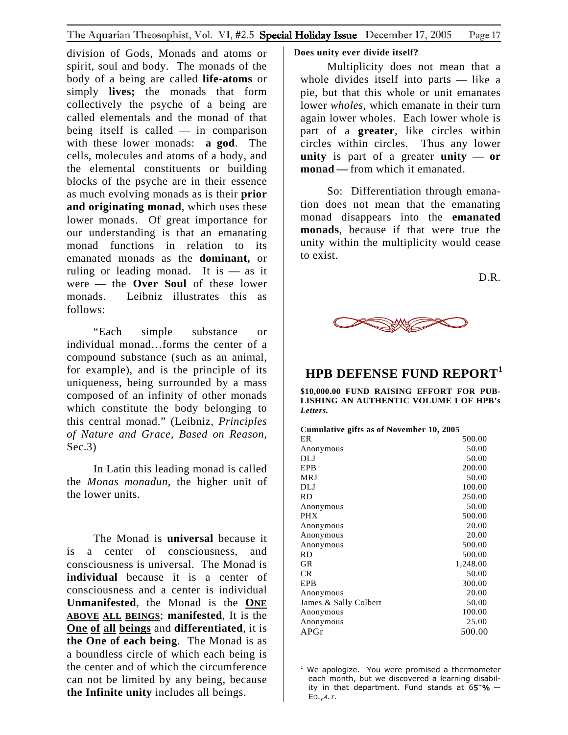division of Gods, Monads and atoms or spirit, soul and body. The monads of the body of a being are called **life-atoms** or simply **lives;** the monads that form collectively the psyche of a being are called elementals and the monad of that being itself is called — in comparison with these lower monads: **a god**. The cells, molecules and atoms of a body, and the elemental constituents or building blocks of the psyche are in their essence as much evolving monads as is their **prior and originating monad**, which uses these lower monads. Of great importance for our understanding is that an emanating monad functions in relation to its emanated monads as the **dominant,** or ruling or leading monad. It is — as it were — the **Over Soul** of these lower monads. Leibniz illustrates this as follows:

"Each simple substance or individual monad…forms the center of a compound substance (such as an animal, for example), and is the principle of its uniqueness, being surrounded by a mass composed of an infinity of other monads which constitute the body belonging to this central monad." (Leibniz, *Principles of Nature and Grace, Based on Reason*, Sec.3)

In Latin this leading monad is called the *Monas monadun*, the higher unit of the lower units.

The Monad is **universal** because it is a center of consciousness, and consciousness is universal. The Monad is **individual** because it is a center of consciousness and a center is individual **Unmanifested**, the Monad is the **ONE ABOVE ALL BEINGS**; **manifested**, It is the **One of all beings** and **differentiated**, it is **the One of each being**. The Monad is as a boundless circle of which each being is the center and of which the circumference can not be limited by any being, because **the Infinite unity** includes all beings.

**Does unity ever divide itself?**

Multiplicity does not mean that a whole divides itself into parts — like a pie, but that this whole or unit emanates lower *wholes*, which emanate in their turn again lower wholes. Each lower whole is part of a **greater**, like circles within circles within circles. Thus any lower **unity** is part of a greater **unity — or monad —** from which it emanated.

So: Differentiation through emanation does not mean that the emanating monad disappears into the **emanated monads**, because if that were true the unity within the multiplicity would cease to exist.

D.R.

## HPB DEFENSE FUND REPORT[1]

**$10,000.00 FUND RAISING EFFORT FOR PUBLISHING AN AUTHENTIC VOLUME I OF HPB's *Letters.***

**Cumulative gifts as of November 10, 2005**

| | |
|---|---|
| ER | 500.00 |
| Anonymous | 50.00 |
| DLJ | 50.00 |
| EPB | 200.00 |
| MRJ | 50.00 |
| DLJ | 100.00 |
| RD | 250.00 |
| Anonymous | 50.00 |
| PHX | 500.00 |
| Anonymous | 20.00 |
| Anonymous | 20.00 |
| Anonymous | 500.00 |
| RD | 500.00 |
| GR | 1,248.00 |
| CR | 50.00 |
| EPB | 300.00 |
| Anonymous | 20.00 |
| James & Sally Colbert | 50.00 |
| Anonymous | 100.00 |
| Anonymous | 25.00 |
| APGr | 500.00 |

[1] We apologize. You were promised a thermometer each month, but we discovered a learning disability in that department. Fund stands at 65+% — ED., *A.T.*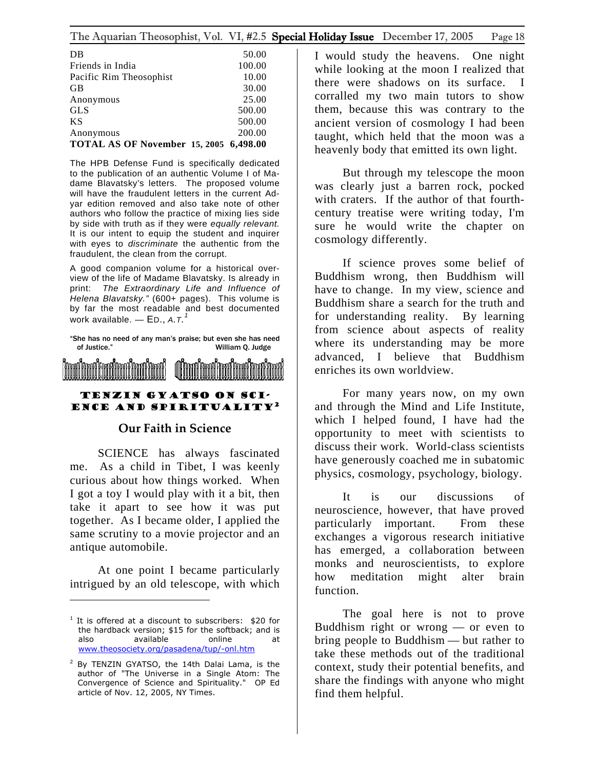| | |
|---|---|
| DB | 50.00 |
| Friends in India | 100.00 |
| Pacific Rim Theosophist | 10.00 |
| GB | 30.00 |
| Anonymous | 25.00 |
| GLS | 500.00 |
| KS | 500.00 |
| Anonymous | 200.00 |
| **TOTAL AS OF November 15, 2005** | **6,498.00** |

The HPB Defense Fund is specifically dedicated to the publication of an authentic Volume I of Madame Blavatsky's letters. The proposed volume will have the fraudulent letters in the current Adyar edition removed and also take note of other authors who follow the practice of mixing lies side by side with truth as if they were *equally relevant.* It is our intent to equip the student and inquirer with eyes to *discriminate* the authentic from the fraudulent, the clean from the corrupt.

A good companion volume for a historical overview of the life of Madame Blavatsky. Is already in print: *The Extraordinary Life and Influence of Helena Blavatsky."* (600+ pages). This volume is by far the most readable and best documented work available. — ED., *A.T.*[1]

"She has no need of any man's praise; but even she has need of Justice." William Q. Judge

## TENZIN GYATSO ON SCIENCE AND SPIRITUALITY[2]

### Our Faith in Science

SCIENCE has always fascinated me. As a child in Tibet, I was keenly curious about how things worked. When I got a toy I would play with it a bit, then take it apart to see how it was put together. As I became older, I applied the same scrutiny to a movie projector and an antique automobile.

At one point I became particularly intrigued by an old telescope, with which I would study the heavens. One night while looking at the moon I realized that there were shadows on its surface. I corralled my two main tutors to show them, because this was contrary to the ancient version of cosmology I had been taught, which held that the moon was a heavenly body that emitted its own light.

But through my telescope the moon was clearly just a barren rock, pocked with craters. If the author of that fourth-century treatise were writing today, I'm sure he would write the chapter on cosmology differently.

If science proves some belief of Buddhism wrong, then Buddhism will have to change. In my view, science and Buddhism share a search for the truth and for understanding reality. By learning from science about aspects of reality where its understanding may be more advanced, I believe that Buddhism enriches its own worldview.

For many years now, on my own and through the Mind and Life Institute, which I helped found, I have had the opportunity to meet with scientists to discuss their work. World-class scientists have generously coached me in subatomic physics, cosmology, psychology, biology.

It is our discussions of neuroscience, however, that have proved particularly important. From these exchanges a vigorous research initiative has emerged, a collaboration between monks and neuroscientists, to explore how meditation might alter brain function.

The goal here is not to prove Buddhism right or wrong — or even to bring people to Buddhism — but rather to take these methods out of the traditional context, study their potential benefits, and share the findings with anyone who might find them helpful.

---

[1] It is offered at a discount to subscribers: $20 for the hardback version; $15 for the softback; and is also available online at www.theosociety.org/pasadena/tup/-onl.htm

[2] By TENZIN GYATSO, the 14th Dalai Lama, is the author of "The Universe in a Single Atom: The Convergence of Science and Spirituality." OP Ed article of Nov. 12, 2005, NY Times.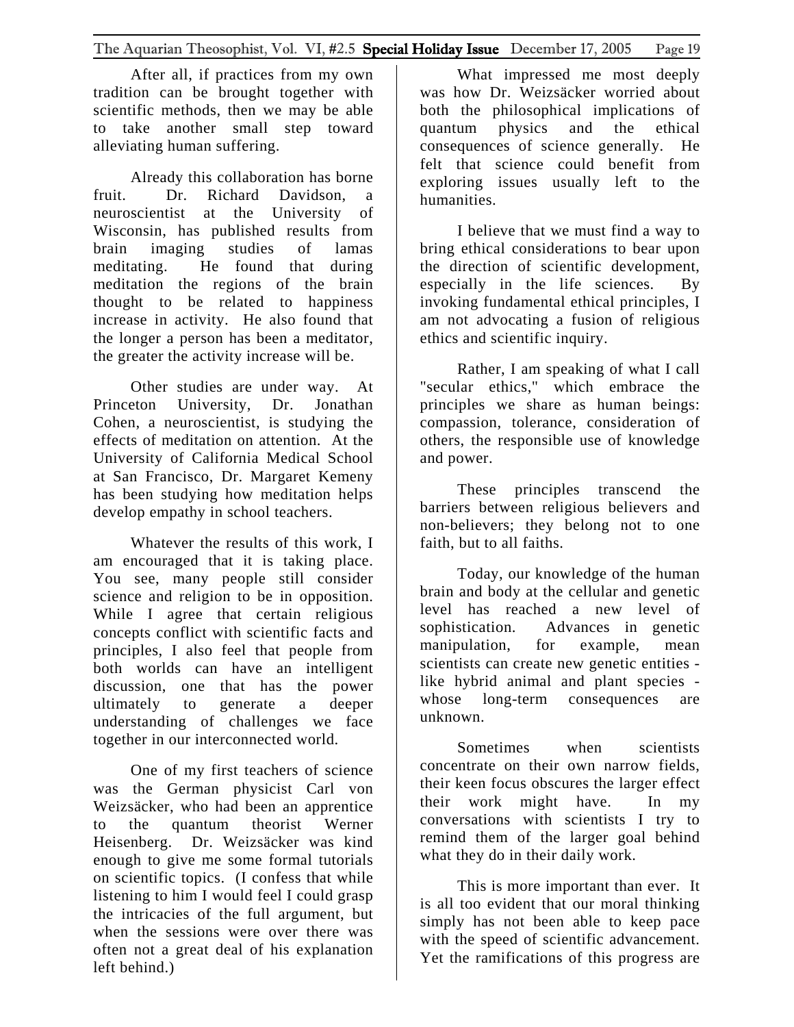After all, if practices from my own tradition can be brought together with scientific methods, then we may be able to take another small step toward alleviating human suffering.

Already this collaboration has borne fruit. Dr. Richard Davidson, a neuroscientist at the University of Wisconsin, has published results from brain imaging studies of lamas meditating. He found that during meditation the regions of the brain thought to be related to happiness increase in activity. He also found that the longer a person has been a meditator, the greater the activity increase will be.

Other studies are under way. At Princeton University, Dr. Jonathan Cohen, a neuroscientist, is studying the effects of meditation on attention. At the University of California Medical School at San Francisco, Dr. Margaret Kemeny has been studying how meditation helps develop empathy in school teachers.

Whatever the results of this work, I am encouraged that it is taking place. You see, many people still consider science and religion to be in opposition. While I agree that certain religious concepts conflict with scientific facts and principles, I also feel that people from both worlds can have an intelligent discussion, one that has the power ultimately to generate a deeper understanding of challenges we face together in our interconnected world.

One of my first teachers of science was the German physicist Carl von Weizsäcker, who had been an apprentice to the quantum theorist Werner Heisenberg. Dr. Weizsäcker was kind enough to give me some formal tutorials on scientific topics. (I confess that while listening to him I would feel I could grasp the intricacies of the full argument, but when the sessions were over there was often not a great deal of his explanation left behind.)

What impressed me most deeply was how Dr. Weizsäcker worried about both the philosophical implications of quantum physics and the ethical consequences of science generally. He felt that science could benefit from exploring issues usually left to the humanities.

I believe that we must find a way to bring ethical considerations to bear upon the direction of scientific development, especially in the life sciences. By invoking fundamental ethical principles, I am not advocating a fusion of religious ethics and scientific inquiry.

Rather, I am speaking of what I call "secular ethics," which embrace the principles we share as human beings: compassion, tolerance, consideration of others, the responsible use of knowledge and power.

These principles transcend the barriers between religious believers and non-believers; they belong not to one faith, but to all faiths.

Today, our knowledge of the human brain and body at the cellular and genetic level has reached a new level of sophistication. Advances in genetic manipulation, for example, mean scientists can create new genetic entities - like hybrid animal and plant species - whose long-term consequences are unknown.

Sometimes when scientists concentrate on their own narrow fields, their keen focus obscures the larger effect their work might have. In my conversations with scientists I try to remind them of the larger goal behind what they do in their daily work.

This is more important than ever. It is all too evident that our moral thinking simply has not been able to keep pace with the speed of scientific advancement. Yet the ramifications of this progress are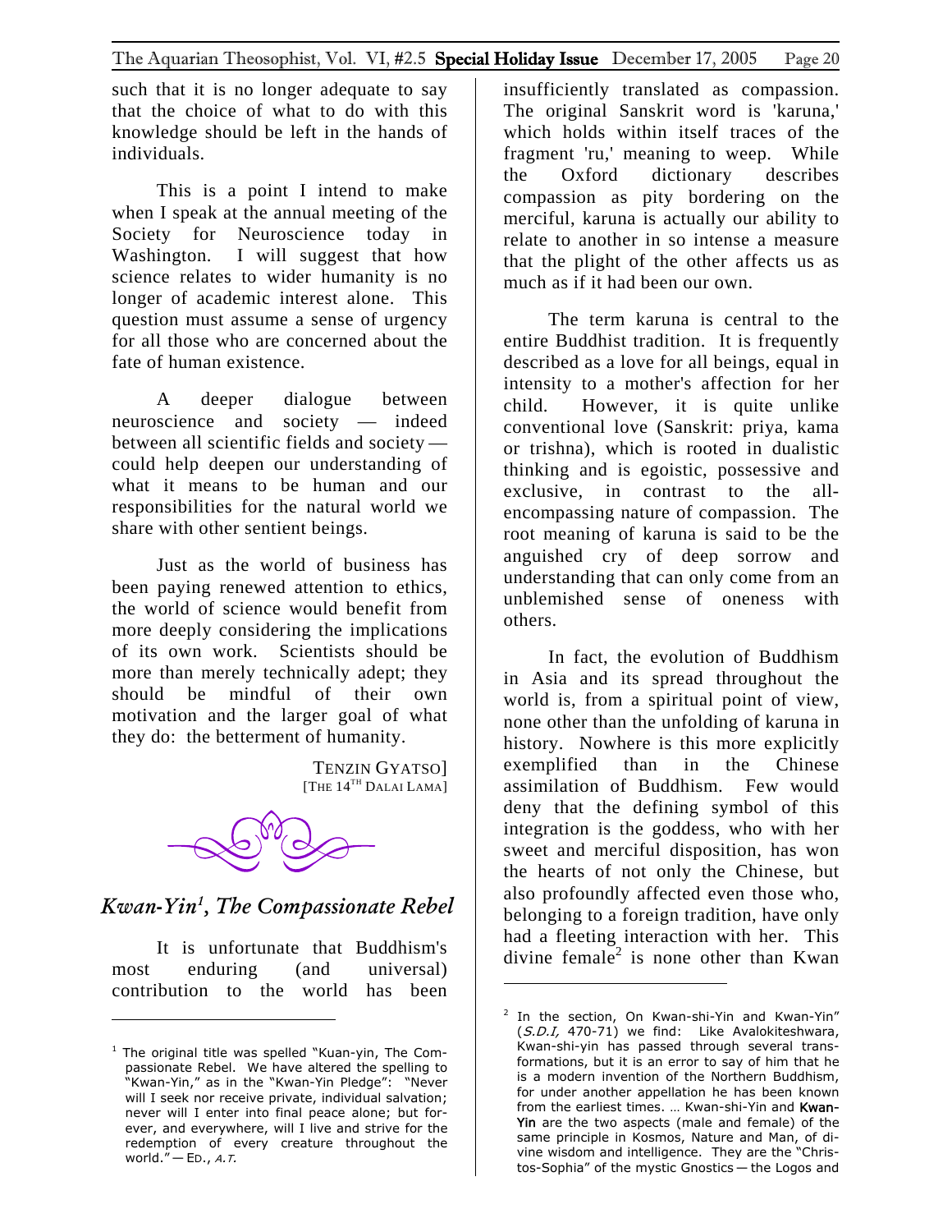such that it is no longer adequate to say that the choice of what to do with this knowledge should be left in the hands of individuals.

This is a point I intend to make when I speak at the annual meeting of the Society for Neuroscience today in Washington. I will suggest that how science relates to wider humanity is no longer of academic interest alone. This question must assume a sense of urgency for all those who are concerned about the fate of human existence.

A deeper dialogue between neuroscience and society — indeed between all scientific fields and society — could help deepen our understanding of what it means to be human and our responsibilities for the natural world we share with other sentient beings.

Just as the world of business has been paying renewed attention to ethics, the world of science would benefit from more deeply considering the implications of its own work. Scientists should be more than merely technically adept; they should be mindful of their own motivation and the larger goal of what they do: the betterment of humanity.

TENZIN GYATSO]
[THE 14[TH] DALAI LAMA]

## *Kwan-Yin[1], The Compassionate Rebel*

It is unfortunate that Buddhism's most enduring (and universal) contribution to the world has been insufficiently translated as compassion. The original Sanskrit word is 'karuna,' which holds within itself traces of the fragment 'ru,' meaning to weep. While the Oxford dictionary describes compassion as pity bordering on the merciful, karuna is actually our ability to relate to another in so intense a measure that the plight of the other affects us as much as if it had been our own.

The term karuna is central to the entire Buddhist tradition. It is frequently described as a love for all beings, equal in intensity to a mother's affection for her child. However, it is quite unlike conventional love (Sanskrit: priya, kama or trishna), which is rooted in dualistic thinking and is egoistic, possessive and exclusive, in contrast to the all-encompassing nature of compassion. The root meaning of karuna is said to be the anguished cry of deep sorrow and understanding that can only come from an unblemished sense of oneness with others.

In fact, the evolution of Buddhism in Asia and its spread throughout the world is, from a spiritual point of view, none other than the unfolding of karuna in history. Nowhere is this more explicitly exemplified than in the Chinese assimilation of Buddhism. Few would deny that the defining symbol of this integration is the goddess, who with her sweet and merciful disposition, has won the hearts of not only the Chinese, but also profoundly affected even those who, belonging to a foreign tradition, have only had a fleeting interaction with her. This divine female[2] is none other than Kwan

---

[1] The original title was spelled "Kuan-yin, The Compassionate Rebel. We have altered the spelling to "Kwan-Yin," as in the "Kwan-Yin Pledge": "Never will I seek nor receive private, individual salvation; never will I enter into final peace alone; but forever, and everywhere, will I live and strive for the redemption of every creature throughout the world." — ED., *A.T.*

[2] In the section, On Kwan-shi-Yin and Kwan-Yin" (*S.D.I,* 470-71) we find: Like Avalokiteshwara, Kwan-shi-yin has passed through several transformations, but it is an error to say of him that he is a modern invention of the Northern Buddhism, for under another appellation he has been known from the earliest times. … Kwan-shi-Yin and **Kwan-Yin** are the two aspects (male and female) of the same principle in Kosmos, Nature and Man, of divine wisdom and intelligence. They are the "Christos-Sophia" of the mystic Gnostics — the Logos and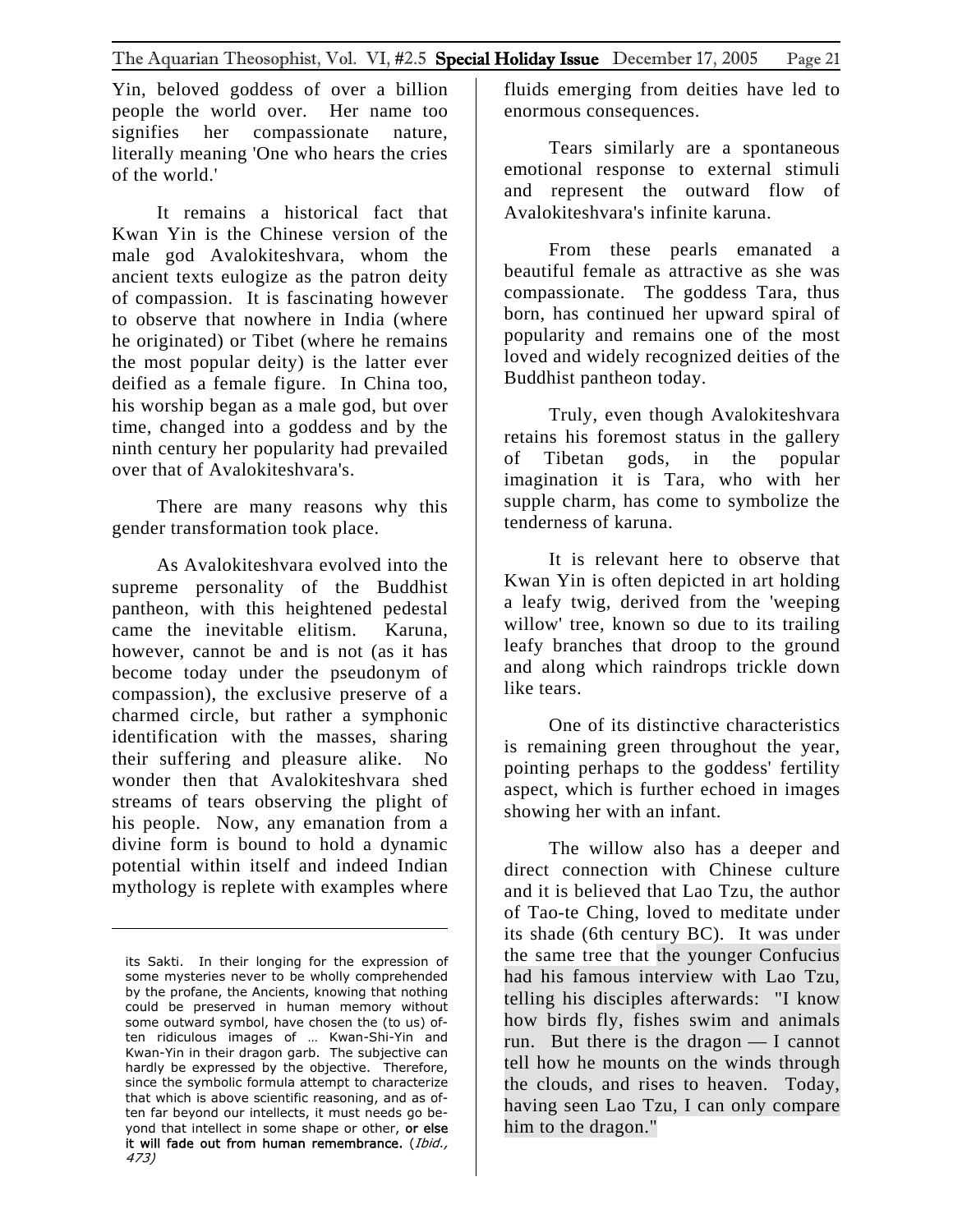Yin, beloved goddess of over a billion people the world over. Her name too signifies her compassionate nature, literally meaning 'One who hears the cries of the world.'

It remains a historical fact that Kwan Yin is the Chinese version of the male god Avalokiteshvara, whom the ancient texts eulogize as the patron deity of compassion. It is fascinating however to observe that nowhere in India (where he originated) or Tibet (where he remains the most popular deity) is the latter ever deified as a female figure. In China too, his worship began as a male god, but over time, changed into a goddess and by the ninth century her popularity had prevailed over that of Avalokiteshvara's.

There are many reasons why this gender transformation took place.

As Avalokiteshvara evolved into the supreme personality of the Buddhist pantheon, with this heightened pedestal came the inevitable elitism. Karuna, however, cannot be and is not (as it has become today under the pseudonym of compassion), the exclusive preserve of a charmed circle, but rather a symphonic identification with the masses, sharing their suffering and pleasure alike. No wonder then that Avalokiteshvara shed streams of tears observing the plight of his people. Now, any emanation from a divine form is bound to hold a dynamic potential within itself and indeed Indian mythology is replete with examples where fluids emerging from deities have led to enormous consequences.

Tears similarly are a spontaneous emotional response to external stimuli and represent the outward flow of Avalokiteshvara's infinite karuna.

From these pearls emanated a beautiful female as attractive as she was compassionate. The goddess Tara, thus born, has continued her upward spiral of popularity and remains one of the most loved and widely recognized deities of the Buddhist pantheon today.

Truly, even though Avalokiteshvara retains his foremost status in the gallery of Tibetan gods, in the popular imagination it is Tara, who with her supple charm, has come to symbolize the tenderness of karuna.

It is relevant here to observe that Kwan Yin is often depicted in art holding a leafy twig, derived from the 'weeping willow' tree, known so due to its trailing leafy branches that droop to the ground and along which raindrops trickle down like tears.

One of its distinctive characteristics is remaining green throughout the year, pointing perhaps to the goddess' fertility aspect, which is further echoed in images showing her with an infant.

The willow also has a deeper and direct connection with Chinese culture and it is believed that Lao Tzu, the author of Tao-te Ching, loved to meditate under its shade (6th century BC). It was under the same tree that the younger Confucius had his famous interview with Lao Tzu, telling his disciples afterwards: "I know how birds fly, fishes swim and animals run. But there is the dragon — I cannot tell how he mounts on the winds through the clouds, and rises to heaven. Today, having seen Lao Tzu, I can only compare him to the dragon."

---

its Sakti. In their longing for the expression of some mysteries never to be wholly comprehended by the profane, the Ancients, knowing that nothing could be preserved in human memory without some outward symbol, have chosen the (to us) often ridiculous images of … Kwan-Shi-Yin and Kwan-Yin in their dragon garb. The subjective can hardly be expressed by the objective. Therefore, since the symbolic formula attempt to characterize that which is above scientific reasoning, and as often far beyond our intellects, it must needs go beyond that intellect in some shape or other, **or else it will fade out from human remembrance.** (*Ibid., 473*)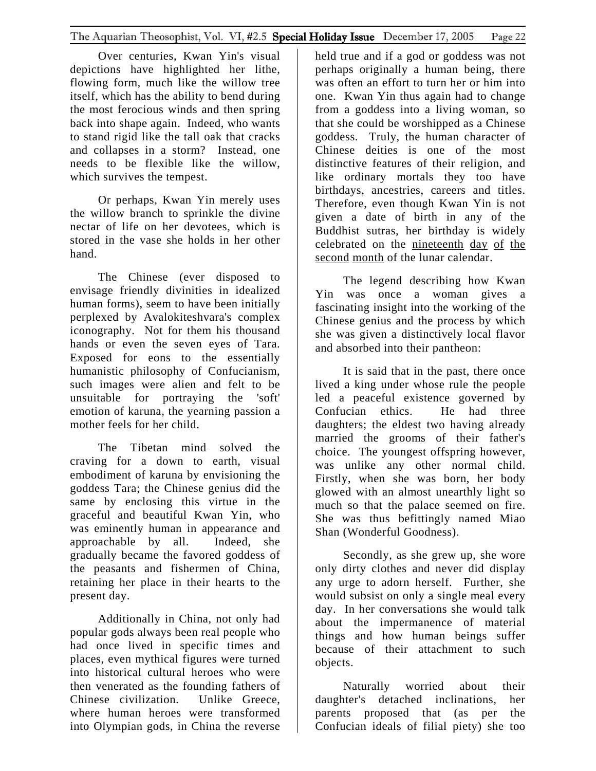Over centuries, Kwan Yin's visual depictions have highlighted her lithe, flowing form, much like the willow tree itself, which has the ability to bend during the most ferocious winds and then spring back into shape again. Indeed, who wants to stand rigid like the tall oak that cracks and collapses in a storm? Instead, one needs to be flexible like the willow, which survives the tempest.

Or perhaps, Kwan Yin merely uses the willow branch to sprinkle the divine nectar of life on her devotees, which is stored in the vase she holds in her other hand.

The Chinese (ever disposed to envisage friendly divinities in idealized human forms), seem to have been initially perplexed by Avalokiteshvara's complex iconography. Not for them his thousand hands or even the seven eyes of Tara. Exposed for eons to the essentially humanistic philosophy of Confucianism, such images were alien and felt to be unsuitable for portraying the 'soft' emotion of karuna, the yearning passion a mother feels for her child.

The Tibetan mind solved the craving for a down to earth, visual embodiment of karuna by envisioning the goddess Tara; the Chinese genius did the same by enclosing this virtue in the graceful and beautiful Kwan Yin, who was eminently human in appearance and approachable by all. Indeed, she gradually became the favored goddess of the peasants and fishermen of China, retaining her place in their hearts to the present day.

Additionally in China, not only had popular gods always been real people who had once lived in specific times and places, even mythical figures were turned into historical cultural heroes who were then venerated as the founding fathers of Chinese civilization. Unlike Greece, where human heroes were transformed into Olympian gods, in China the reverse held true and if a god or goddess was not perhaps originally a human being, there was often an effort to turn her or him into one. Kwan Yin thus again had to change from a goddess into a living woman, so that she could be worshipped as a Chinese goddess. Truly, the human character of Chinese deities is one of the most distinctive features of their religion, and like ordinary mortals they too have birthdays, ancestries, careers and titles. Therefore, even though Kwan Yin is not given a date of birth in any of the Buddhist sutras, her birthday is widely celebrated on the nineteenth day of the second month of the lunar calendar.

The legend describing how Kwan Yin was once a woman gives a fascinating insight into the working of the Chinese genius and the process by which she was given a distinctively local flavor and absorbed into their pantheon:

It is said that in the past, there once lived a king under whose rule the people led a peaceful existence governed by Confucian ethics. He had three daughters; the eldest two having already married the grooms of their father's choice. The youngest offspring however, was unlike any other normal child. Firstly, when she was born, her body glowed with an almost unearthly light so much so that the palace seemed on fire. She was thus befittingly named Miao Shan (Wonderful Goodness).

Secondly, as she grew up, she wore only dirty clothes and never did display any urge to adorn herself. Further, she would subsist on only a single meal every day. In her conversations she would talk about the impermanence of material things and how human beings suffer because of their attachment to such objects.

Naturally worried about their daughter's detached inclinations, her parents proposed that (as per the Confucian ideals of filial piety) she too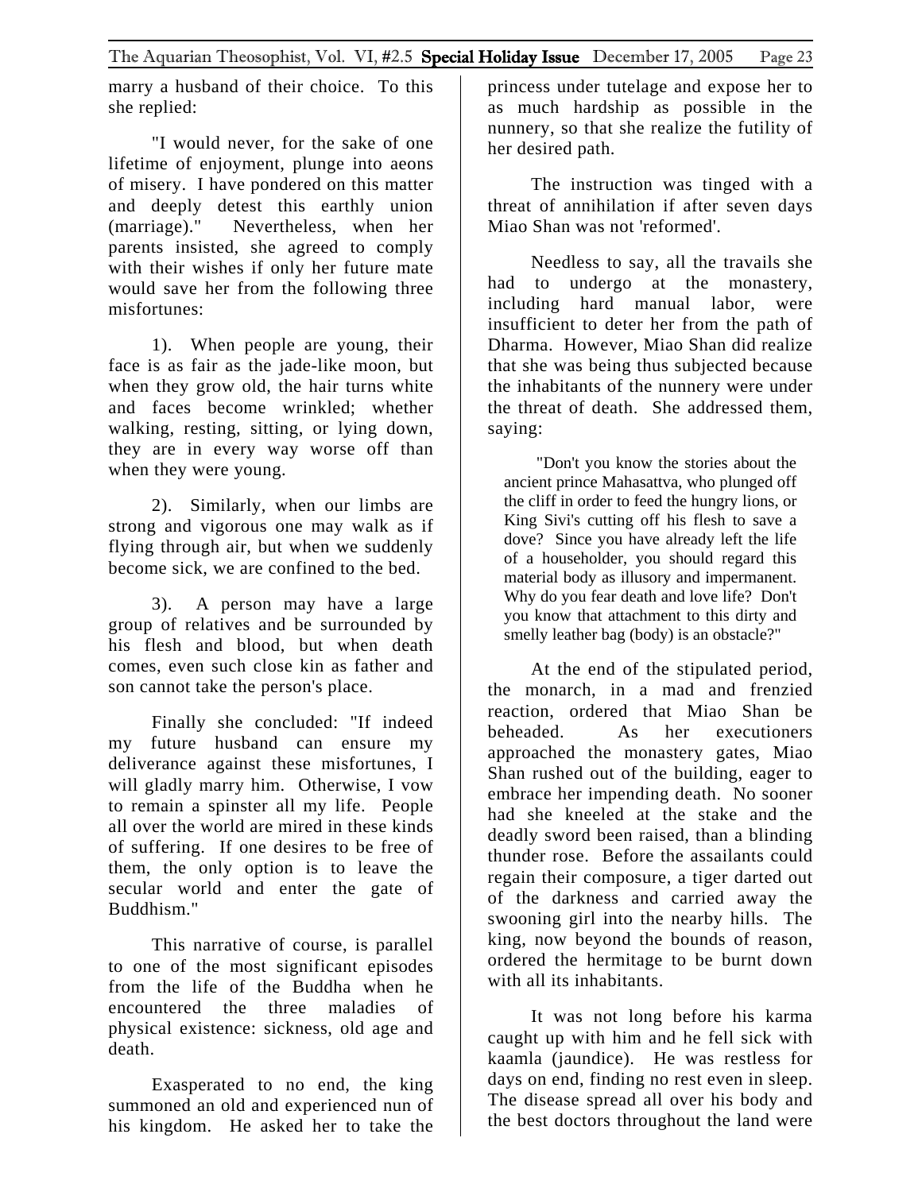marry a husband of their choice. To this she replied:

"I would never, for the sake of one lifetime of enjoyment, plunge into aeons of misery. I have pondered on this matter and deeply detest this earthly union (marriage)." Nevertheless, when her parents insisted, she agreed to comply with their wishes if only her future mate would save her from the following three misfortunes:

1). When people are young, their face is as fair as the jade-like moon, but when they grow old, the hair turns white and faces become wrinkled; whether walking, resting, sitting, or lying down, they are in every way worse off than when they were young.

2). Similarly, when our limbs are strong and vigorous one may walk as if flying through air, but when we suddenly become sick, we are confined to the bed.

3). A person may have a large group of relatives and be surrounded by his flesh and blood, but when death comes, even such close kin as father and son cannot take the person's place.

Finally she concluded: "If indeed my future husband can ensure my deliverance against these misfortunes, I will gladly marry him. Otherwise, I vow to remain a spinster all my life. People all over the world are mired in these kinds of suffering. If one desires to be free of them, the only option is to leave the secular world and enter the gate of Buddhism."

This narrative of course, is parallel to one of the most significant episodes from the life of the Buddha when he encountered the three maladies of physical existence: sickness, old age and death.

Exasperated to no end, the king summoned an old and experienced nun of his kingdom. He asked her to take the princess under tutelage and expose her to as much hardship as possible in the nunnery, so that she realize the futility of her desired path.

The instruction was tinged with a threat of annihilation if after seven days Miao Shan was not 'reformed'.

Needless to say, all the travails she had to undergo at the monastery, including hard manual labor, were insufficient to deter her from the path of Dharma. However, Miao Shan did realize that she was being thus subjected because the inhabitants of the nunnery were under the threat of death. She addressed them, saying:

> "Don't you know the stories about the ancient prince Mahasattva, who plunged off the cliff in order to feed the hungry lions, or King Sivi's cutting off his flesh to save a dove? Since you have already left the life of a householder, you should regard this material body as illusory and impermanent. Why do you fear death and love life? Don't you know that attachment to this dirty and smelly leather bag (body) is an obstacle?"

At the end of the stipulated period, the monarch, in a mad and frenzied reaction, ordered that Miao Shan be beheaded. As her executioners approached the monastery gates, Miao Shan rushed out of the building, eager to embrace her impending death. No sooner had she kneeled at the stake and the deadly sword been raised, than a blinding thunder rose. Before the assailants could regain their composure, a tiger darted out of the darkness and carried away the swooning girl into the nearby hills. The king, now beyond the bounds of reason, ordered the hermitage to be burnt down with all its inhabitants.

It was not long before his karma caught up with him and he fell sick with kaamla (jaundice). He was restless for days on end, finding no rest even in sleep. The disease spread all over his body and the best doctors throughout the land were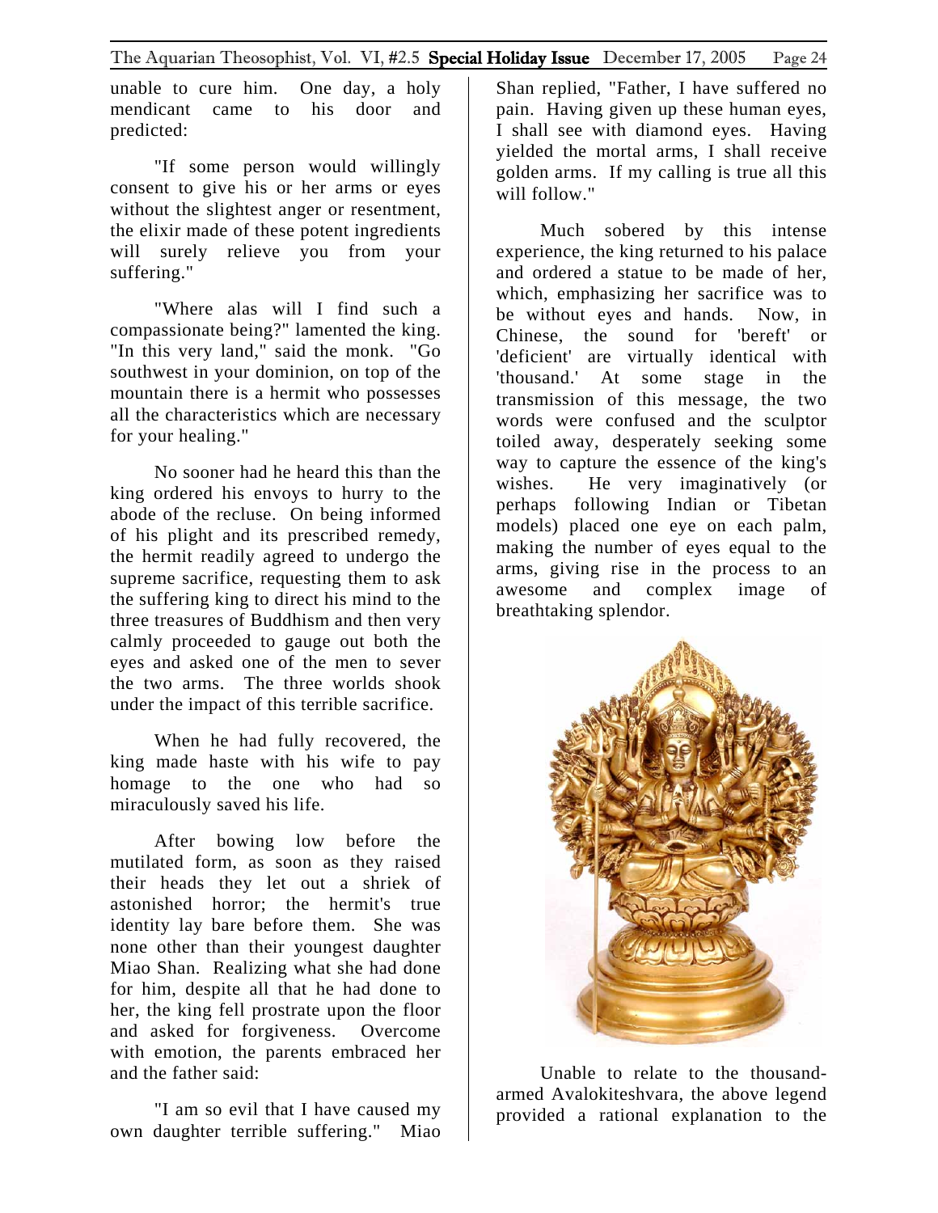unable to cure him. One day, a holy mendicant came to his door and predicted:

"If some person would willingly consent to give his or her arms or eyes without the slightest anger or resentment, the elixir made of these potent ingredients will surely relieve you from your suffering."

"Where alas will I find such a compassionate being?" lamented the king. "In this very land," said the monk. "Go southwest in your dominion, on top of the mountain there is a hermit who possesses all the characteristics which are necessary for your healing."

No sooner had he heard this than the king ordered his envoys to hurry to the abode of the recluse. On being informed of his plight and its prescribed remedy, the hermit readily agreed to undergo the supreme sacrifice, requesting them to ask the suffering king to direct his mind to the three treasures of Buddhism and then very calmly proceeded to gauge out both the eyes and asked one of the men to sever the two arms. The three worlds shook under the impact of this terrible sacrifice.

When he had fully recovered, the king made haste with his wife to pay homage to the one who had so miraculously saved his life.

After bowing low before the mutilated form, as soon as they raised their heads they let out a shriek of astonished horror; the hermit's true identity lay bare before them. She was none other than their youngest daughter Miao Shan. Realizing what she had done for him, despite all that he had done to her, the king fell prostrate upon the floor and asked for forgiveness. Overcome with emotion, the parents embraced her and the father said:

"I am so evil that I have caused my own daughter terrible suffering." Miao Shan replied, "Father, I have suffered no pain. Having given up these human eyes, I shall see with diamond eyes. Having yielded the mortal arms, I shall receive golden arms. If my calling is true all this will follow."

Much sobered by this intense experience, the king returned to his palace and ordered a statue to be made of her, which, emphasizing her sacrifice was to be without eyes and hands. Now, in Chinese, the sound for 'bereft' or 'deficient' are virtually identical with 'thousand.' At some stage in the transmission of this message, the two words were confused and the sculptor toiled away, desperately seeking some way to capture the essence of the king's wishes. He very imaginatively (or perhaps following Indian or Tibetan models) placed one eye on each palm, making the number of eyes equal to the arms, giving rise in the process to an awesome and complex image of breathtaking splendor.

Unable to relate to the thousand-armed Avalokiteshvara, the above legend provided a rational explanation to the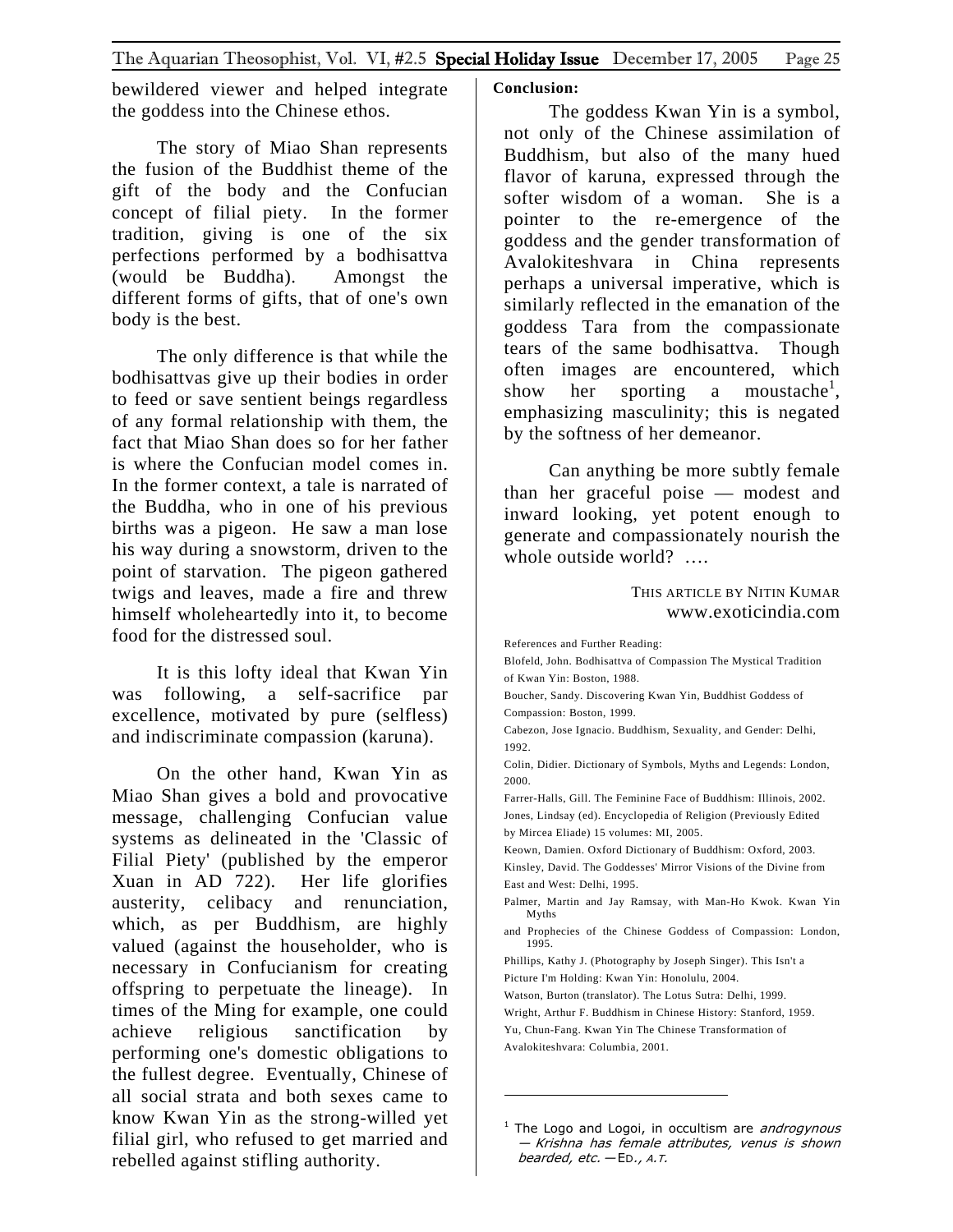bewildered viewer and helped integrate the goddess into the Chinese ethos.

The story of Miao Shan represents the fusion of the Buddhist theme of the gift of the body and the Confucian concept of filial piety. In the former tradition, giving is one of the six perfections performed by a bodhisattva (would be Buddha). Amongst the different forms of gifts, that of one's own body is the best.

The only difference is that while the bodhisattvas give up their bodies in order to feed or save sentient beings regardless of any formal relationship with them, the fact that Miao Shan does so for her father is where the Confucian model comes in. In the former context, a tale is narrated of the Buddha, who in one of his previous births was a pigeon. He saw a man lose his way during a snowstorm, driven to the point of starvation. The pigeon gathered twigs and leaves, made a fire and threw himself wholeheartedly into it, to become food for the distressed soul.

It is this lofty ideal that Kwan Yin was following, a self-sacrifice par excellence, motivated by pure (selfless) and indiscriminate compassion (karuna).

On the other hand, Kwan Yin as Miao Shan gives a bold and provocative message, challenging Confucian value systems as delineated in the 'Classic of Filial Piety' (published by the emperor Xuan in AD 722). Her life glorifies austerity, celibacy and renunciation, which, as per Buddhism, are highly valued (against the householder, who is necessary in Confucianism for creating offspring to perpetuate the lineage). In times of the Ming for example, one could achieve religious sanctification by performing one's domestic obligations to the fullest degree. Eventually, Chinese of all social strata and both sexes came to know Kwan Yin as the strong-willed yet filial girl, who refused to get married and rebelled against stifling authority.

**Conclusion:**

The goddess Kwan Yin is a symbol, not only of the Chinese assimilation of Buddhism, but also of the many hued flavor of karuna, expressed through the softer wisdom of a woman. She is a pointer to the re-emergence of the goddess and the gender transformation of Avalokiteshvara in China represents perhaps a universal imperative, which is similarly reflected in the emanation of the goddess Tara from the compassionate tears of the same bodhisattva. Though often images are encountered, which show her sporting a moustache[1], emphasizing masculinity; this is negated by the softness of her demeanor.

Can anything be more subtly female than her graceful poise — modest and inward looking, yet potent enough to generate and compassionately nourish the whole outside world? ….

THIS ARTICLE BY NITIN KUMAR
www.exoticindia.com

References and Further Reading:

Blofeld, John. Bodhisattva of Compassion The Mystical Tradition of Kwan Yin: Boston, 1988.

Boucher, Sandy. Discovering Kwan Yin, Buddhist Goddess of Compassion: Boston, 1999.

Cabezon, Jose Ignacio. Buddhism, Sexuality, and Gender: Delhi, 1992.

Colin, Didier. Dictionary of Symbols, Myths and Legends: London, 2000.

Farrer-Halls, Gill. The Feminine Face of Buddhism: Illinois, 2002.

Jones, Lindsay (ed). Encyclopedia of Religion (Previously Edited by Mircea Eliade) 15 volumes: MI, 2005.

Keown, Damien. Oxford Dictionary of Buddhism: Oxford, 2003.

Kinsley, David. The Goddesses' Mirror Visions of the Divine from East and West: Delhi, 1995.

Palmer, Martin and Jay Ramsay, with Man-Ho Kwok. Kwan Yin Myths and Prophecies of the Chinese Goddess of Compassion: London, 1995.

Phillips, Kathy J. (Photography by Joseph Singer). This Isn't a Picture I'm Holding: Kwan Yin: Honolulu, 2004.

Watson, Burton (translator). The Lotus Sutra: Delhi, 1999.

Wright, Arthur F. Buddhism in Chinese History: Stanford, 1959.

Yu, Chun-Fang. Kwan Yin The Chinese Transformation of Avalokiteshvara: Columbia, 2001.

---

[1] The Logo and Logoi, in occultism are *androgynous — Krishna has female attributes, venus is shown bearded, etc.* —ED., *A.T.*